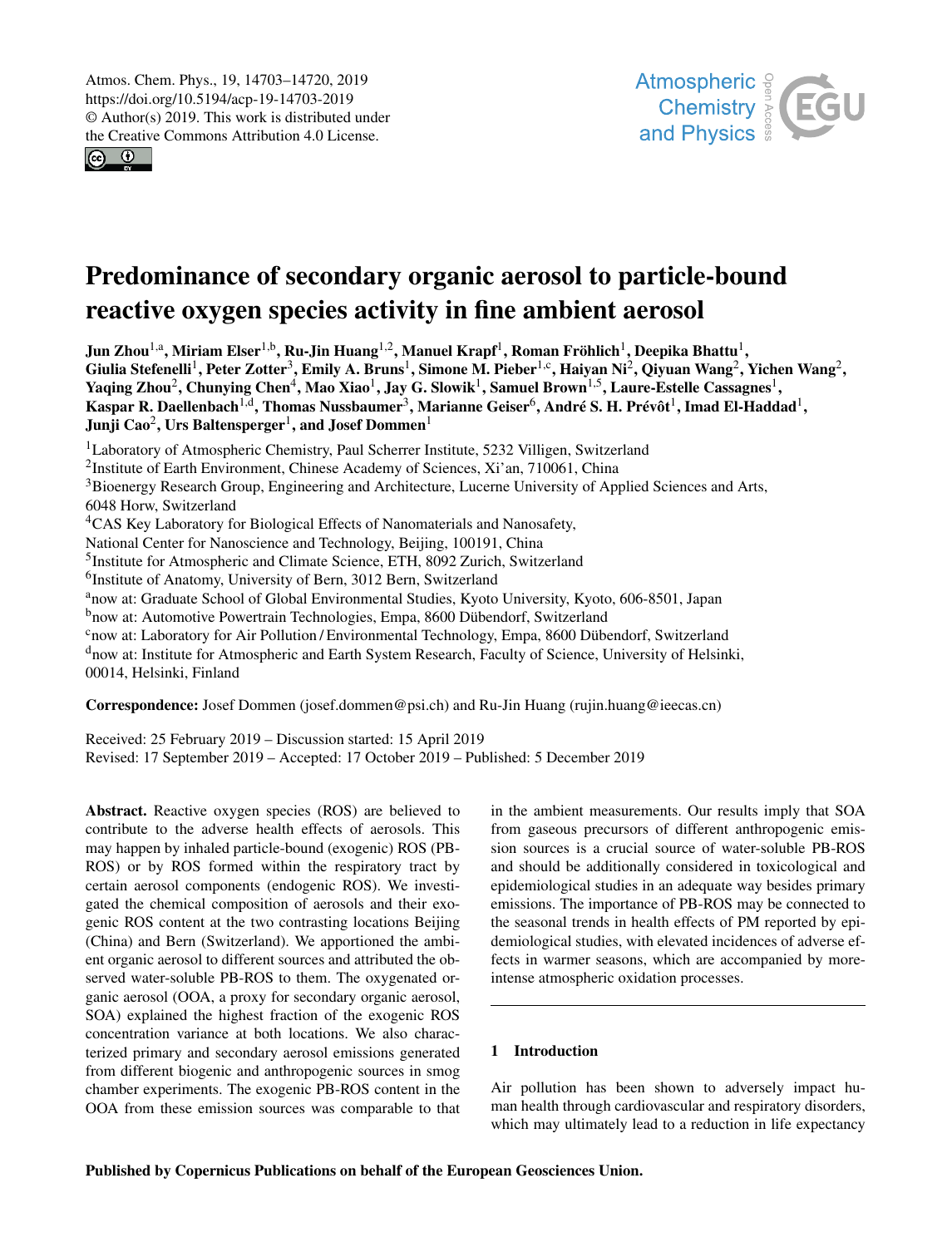Atmos. Chem. Phys., 19, 14703–14720, 2019
https://doi.org/10.5194/acp-19-14703-2019
© Author(s) 2019. This work is distributed under
the Creative Commons Attribution 4.0 License.

# Predominance of secondary organic aerosol to particle-bound reactive oxygen species activity in fine ambient aerosol

**Jun Zhou[1,a], Miriam Elser[1,b], Ru-Jin Huang[1,2], Manuel Krapf[1], Roman Fröhlich[1], Deepika Bhattu[1], Giulia Stefenelli[1], Peter Zotter[3], Emily A. Bruns[1], Simone M. Pieber[1,c], Haiyan Ni[2], Qiyuan Wang[2], Yichen Wang[2], Yaqing Zhou[2], Chunying Chen[4], Mao Xiao[1], Jay G. Slowik[1], Samuel Brown[1,5], Laure-Estelle Cassagnes[1], Kaspar R. Daellenbach[1,d], Thomas Nussbaumer[3], Marianne Geiser[6], André S. H. Prévôt[1], Imad El-Haddad[1], Junji Cao[2], Urs Baltensperger[1], and Josef Dommen[1]**

[1]Laboratory of Atmospheric Chemistry, Paul Scherrer Institute, 5232 Villigen, Switzerland
[2]Institute of Earth Environment, Chinese Academy of Sciences, Xi'an, 710061, China
[3]Bioenergy Research Group, Engineering and Architecture, Lucerne University of Applied Sciences and Arts, 6048 Horw, Switzerland
[4]CAS Key Laboratory for Biological Effects of Nanomaterials and Nanosafety, National Center for Nanoscience and Technology, Beijing, 100191, China
[5]Institute for Atmospheric and Climate Science, ETH, 8092 Zurich, Switzerland
[6]Institute of Anatomy, University of Bern, 3012 Bern, Switzerland
[a]now at: Graduate School of Global Environmental Studies, Kyoto University, Kyoto, 606-8501, Japan
[b]now at: Automotive Powertrain Technologies, Empa, 8600 Dübendorf, Switzerland
[c]now at: Laboratory for Air Pollution / Environmental Technology, Empa, 8600 Dübendorf, Switzerland
[d]now at: Institute for Atmospheric and Earth System Research, Faculty of Science, University of Helsinki, 00014, Helsinki, Finland

**Correspondence:** Josef Dommen (josef.dommen@psi.ch) and Ru-Jin Huang (rujin.huang@ieecas.cn)

Received: 25 February 2019 – Discussion started: 15 April 2019
Revised: 17 September 2019 – Accepted: 17 October 2019 – Published: 5 December 2019

**Abstract.** Reactive oxygen species (ROS) are believed to contribute to the adverse health effects of aerosols. This may happen by inhaled particle-bound (exogenic) ROS (PB-ROS) or by ROS formed within the respiratory tract by certain aerosol components (endogenic ROS). We investigated the chemical composition of aerosols and their exogenic ROS content at the two contrasting locations Beijing (China) and Bern (Switzerland). We apportioned the ambient organic aerosol to different sources and attributed the observed water-soluble PB-ROS to them. The oxygenated organic aerosol (OOA, a proxy for secondary organic aerosol, SOA) explained the highest fraction of the exogenic ROS concentration variance at both locations. We also characterized primary and secondary aerosol emissions generated from different biogenic and anthropogenic sources in smog chamber experiments. The exogenic PB-ROS content in the OOA from these emission sources was comparable to that in the ambient measurements. Our results imply that SOA from gaseous precursors of different anthropogenic emission sources is a crucial source of water-soluble PB-ROS and should be additionally considered in toxicological and epidemiological studies in an adequate way besides primary emissions. The importance of PB-ROS may be connected to the seasonal trends in health effects of PM reported by epidemiological studies, with elevated incidences of adverse effects in warmer seasons, which are accompanied by more-intense atmospheric oxidation processes.

## 1 Introduction

Air pollution has been shown to adversely impact human health through cardiovascular and respiratory disorders, which may ultimately lead to a reduction in life expectancy

Published by Copernicus Publications on behalf of the European Geosciences Union.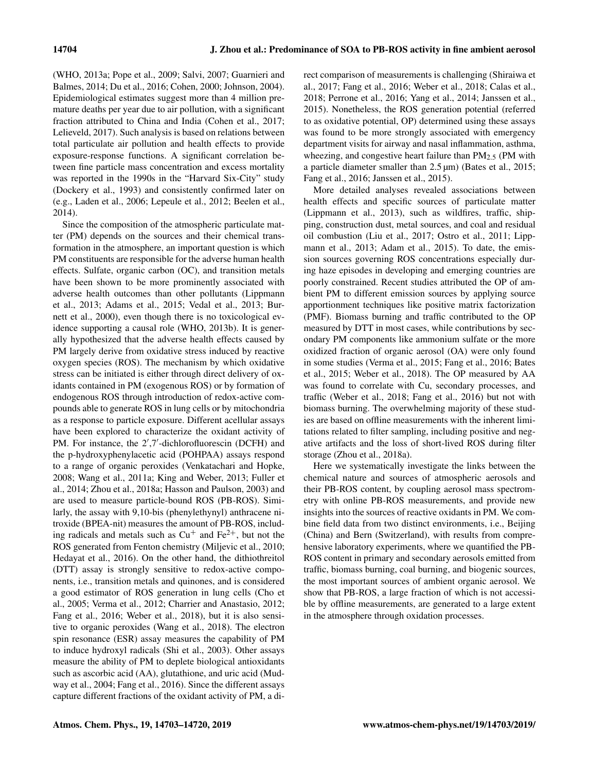(WHO, 2013a; Pope et al., 2009; Salvi, 2007; Guarnieri and Balmes, 2014; Du et al., 2016; Cohen, 2000; Johnson, 2004). Epidemiological estimates suggest more than 4 million premature deaths per year due to air pollution, with a significant fraction attributed to China and India (Cohen et al., 2017; Lelieveld, 2017). Such analysis is based on relations between total particulate air pollution and health effects to provide exposure-response functions. A significant correlation between fine particle mass concentration and excess mortality was reported in the 1990s in the "Harvard Six-City" study (Dockery et al., 1993) and consistently confirmed later on (e.g., Laden et al., 2006; Lepeule et al., 2012; Beelen et al., 2014).

Since the composition of the atmospheric particulate matter (PM) depends on the sources and their chemical transformation in the atmosphere, an important question is which PM constituents are responsible for the adverse human health effects. Sulfate, organic carbon (OC), and transition metals have been shown to be more prominently associated with adverse health outcomes than other pollutants (Lippmann et al., 2013; Adams et al., 2015; Vedal et al., 2013; Burnett et al., 2000), even though there is no toxicological evidence supporting a causal role (WHO, 2013b). It is generally hypothesized that the adverse health effects caused by PM largely derive from oxidative stress induced by reactive oxygen species (ROS). The mechanism by which oxidative stress can be initiated is either through direct delivery of oxidants contained in PM (exogenous ROS) or by formation of endogenous ROS through introduction of redox-active compounds able to generate ROS in lung cells or by mitochondria as a response to particle exposure. Different acellular assays have been explored to characterize the oxidant activity of PM. For instance, the 2′,7′-dichlorofluorescin (DCFH) and the p-hydroxyphenylacetic acid (POHPAA) assays respond to a range of organic peroxides (Venkatachari and Hopke, 2008; Wang et al., 2011a; King and Weber, 2013; Fuller et al., 2014; Zhou et al., 2018a; Hasson and Paulson, 2003) and are used to measure particle-bound ROS (PB-ROS). Similarly, the assay with 9,10-bis (phenylethynyl) anthracene nitroxide (BPEA-nit) measures the amount of PB-ROS, including radicals and metals such as $Cu^{+}$ and $Fe^{2+}$, but not the ROS generated from Fenton chemistry (Miljevic et al., 2010; Hedayat et al., 2016). On the other hand, the dithiothreitol (DTT) assay is strongly sensitive to redox-active components, i.e., transition metals and quinones, and is considered a good estimator of ROS generation in lung cells (Cho et al., 2005; Verma et al., 2012; Charrier and Anastasio, 2012; Fang et al., 2016; Weber et al., 2018), but it is also sensitive to organic peroxides (Wang et al., 2018). The electron spin resonance (ESR) assay measures the capability of PM to induce hydroxyl radicals (Shi et al., 2003). Other assays measure the ability of PM to deplete biological antioxidants such as ascorbic acid (AA), glutathione, and uric acid (Mudway et al., 2004; Fang et al., 2016). Since the different assays capture different fractions of the oxidant activity of PM, a direct comparison of measurements is challenging (Shiraiwa et al., 2017; Fang et al., 2016; Weber et al., 2018; Calas et al., 2018; Perrone et al., 2016; Yang et al., 2014; Janssen et al., 2015). Nonetheless, the ROS generation potential (referred to as oxidative potential, OP) determined using these assays was found to be more strongly associated with emergency department visits for airway and nasal inflammation, asthma, wheezing, and congestive heart failure than $PM_{2.5}$ (PM with a particle diameter smaller than 2.5 µm) (Bates et al., 2015; Fang et al., 2016; Janssen et al., 2015).

More detailed analyses revealed associations between health effects and specific sources of particulate matter (Lippmann et al., 2013), such as wildfires, traffic, shipping, construction dust, metal sources, and coal and residual oil combustion (Liu et al., 2017; Ostro et al., 2011; Lippmann et al., 2013; Adam et al., 2015). To date, the emission sources governing ROS concentrations especially during haze episodes in developing and emerging countries are poorly constrained. Recent studies attributed the OP of ambient PM to different emission sources by applying source apportionment techniques like positive matrix factorization (PMF). Biomass burning and traffic contributed to the OP measured by DTT in most cases, while contributions by secondary PM components like ammonium sulfate or the more oxidized fraction of organic aerosol (OA) were only found in some studies (Verma et al., 2015; Fang et al., 2016; Bates et al., 2015; Weber et al., 2018). The OP measured by AA was found to correlate with Cu, secondary processes, and traffic (Weber et al., 2018; Fang et al., 2016) but not with biomass burning. The overwhelming majority of these studies are based on offline measurements with the inherent limitations related to filter sampling, including positive and negative artifacts and the loss of short-lived ROS during filter storage (Zhou et al., 2018a).

Here we systematically investigate the links between the chemical nature and sources of atmospheric aerosols and their PB-ROS content, by coupling aerosol mass spectrometry with online PB-ROS measurements, and provide new insights into the sources of reactive oxidants in PM. We combine field data from two distinct environments, i.e., Beijing (China) and Bern (Switzerland), with results from comprehensive laboratory experiments, where we quantified the PB-ROS content in primary and secondary aerosols emitted from traffic, biomass burning, coal burning, and biogenic sources, the most important sources of ambient organic aerosol. We show that PB-ROS, a large fraction of which is not accessible by offline measurements, are generated to a large extent in the atmosphere through oxidation processes.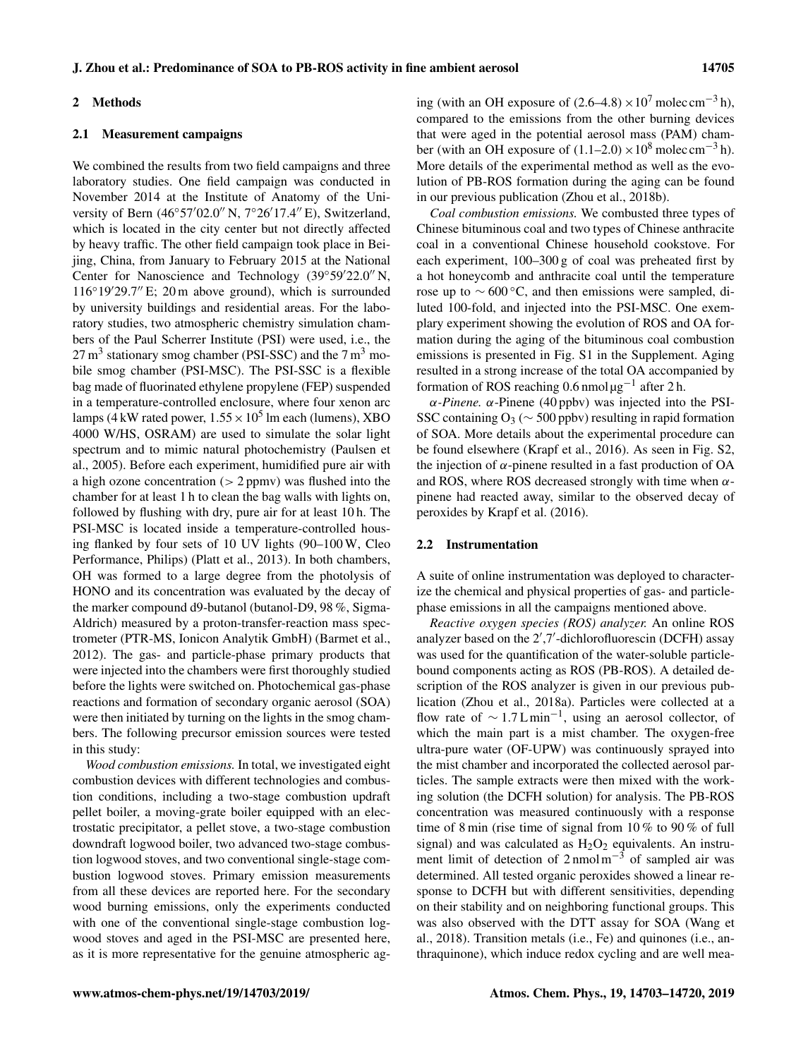## 2 Methods

### 2.1 Measurement campaigns

We combined the results from two field campaigns and three laboratory studies. One field campaign was conducted in November 2014 at the Institute of Anatomy of the University of Bern (46°57′02.0″ N, 7°26′17.4″ E), Switzerland, which is located in the city center but not directly affected by heavy traffic. The other field campaign took place in Beijing, China, from January to February 2015 at the National Center for Nanoscience and Technology (39°59′22.0″ N, 116°19′29.7″ E; 20 m above ground), which is surrounded by university buildings and residential areas. For the laboratory studies, two atmospheric chemistry simulation chambers of the Paul Scherrer Institute (PSI) were used, i.e., the 27 $m^3$ stationary smog chamber (PSI-SSC) and the 7 $m^3$ mobile smog chamber (PSI-MSC). The PSI-SSC is a flexible bag made of fluorinated ethylene propylene (FEP) suspended in a temperature-controlled enclosure, where four xenon arc lamps (4 kW rated power, $1.55 \times 10^5$ lm each (lumens), XBO 4000 W/HS, OSRAM) are used to simulate the solar light spectrum and to mimic natural photochemistry (Paulsen et al., 2005). Before each experiment, humidified pure air with a high ozone concentration (> 2 ppmv) was flushed into the chamber for at least 1 h to clean the bag walls with lights on, followed by flushing with dry, pure air for at least 10 h. The PSI-MSC is located inside a temperature-controlled housing flanked by four sets of 10 UV lights (90–100 W, Cleo Performance, Philips) (Platt et al., 2013). In both chambers, OH was formed to a large degree from the photolysis of HONO and its concentration was evaluated by the decay of the marker compound d9-butanol (butanol-D9, 98 %, Sigma-Aldrich) measured by a proton-transfer-reaction mass spectrometer (PTR-MS, Ionicon Analytik GmbH) (Barmet et al., 2012). The gas- and particle-phase primary products that were injected into the chambers were first thoroughly studied before the lights were switched on. Photochemical gas-phase reactions and formation of secondary organic aerosol (SOA) were then initiated by turning on the lights in the smog chambers. The following precursor emission sources were tested in this study:

*Wood combustion emissions.* In total, we investigated eight combustion devices with different technologies and combustion conditions, including a two-stage combustion updraft pellet boiler, a moving-grate boiler equipped with an electrostatic precipitator, a pellet stove, a two-stage combustion downdraft logwood boiler, two advanced two-stage combustion logwood stoves, and two conventional single-stage combustion logwood stoves. Primary emission measurements from all these devices are reported here. For the secondary wood burning emissions, only the experiments conducted with one of the conventional single-stage combustion logwood stoves and aged in the PSI-MSC are presented here, as it is more representative for the genuine atmospheric aging (with an OH exposure of $(2.6–4.8) \times 10^7$ molec $cm^{-3}$ h), compared to the emissions from the other burning devices that were aged in the potential aerosol mass (PAM) chamber (with an OH exposure of $(1.1–2.0) \times 10^8$ molec $cm^{-3}$ h). More details of the experimental method as well as the evolution of PB-ROS formation during the aging can be found in our previous publication (Zhou et al., 2018b).

*Coal combustion emissions.* We combusted three types of Chinese bituminous coal and two types of Chinese anthracite coal in a conventional Chinese household cookstove. For each experiment, 100–300 g of coal was preheated first by a hot honeycomb and anthracite coal until the temperature rose up to ∼ 600 °C, and then emissions were sampled, diluted 100-fold, and injected into the PSI-MSC. One exemplary experiment showing the evolution of ROS and OA formation during the aging of the bituminous coal combustion emissions is presented in Fig. S1 in the Supplement. Aging resulted in a strong increase of the total OA accompanied by formation of ROS reaching 0.6 nmol $\mu g^{-1}$ after 2 h.

*α-Pinene.* α-Pinene (40 ppbv) was injected into the PSI-SSC containing $O_3$ (∼ 500 ppbv) resulting in rapid formation of SOA. More details about the experimental procedure can be found elsewhere (Krapf et al., 2016). As seen in Fig. S2, the injection of α-pinene resulted in a fast production of OA and ROS, where ROS decreased strongly with time when α-pinene had reacted away, similar to the observed decay of peroxides by Krapf et al. (2016).

### 2.2 Instrumentation

A suite of online instrumentation was deployed to characterize the chemical and physical properties of gas- and particle-phase emissions in all the campaigns mentioned above.

*Reactive oxygen species (ROS) analyzer.* An online ROS analyzer based on the 2′,7′-dichlorofluorescin (DCFH) assay was used for the quantification of the water-soluble particle-bound components acting as ROS (PB-ROS). A detailed description of the ROS analyzer is given in our previous publication (Zhou et al., 2018a). Particles were collected at a flow rate of ∼ 1.7 L $min^{-1}$, using an aerosol collector, of which the main part is a mist chamber. The oxygen-free ultra-pure water (OF-UPW) was continuously sprayed into the mist chamber and incorporated the collected aerosol particles. The sample extracts were then mixed with the working solution (the DCFH solution) for analysis. The PB-ROS concentration was measured continuously with a response time of 8 min (rise time of signal from 10 % to 90 % of full signal) and was calculated as $H_2O_2$ equivalents. An instrument limit of detection of 2 nmol $m^{-3}$ of sampled air was determined. All tested organic peroxides showed a linear response to DCFH but with different sensitivities, depending on their stability and on neighboring functional groups. This was also observed with the DTT assay for SOA (Wang et al., 2018). Transition metals (i.e., Fe) and quinones (i.e., anthraquinone), which induce redox cycling and are well mea-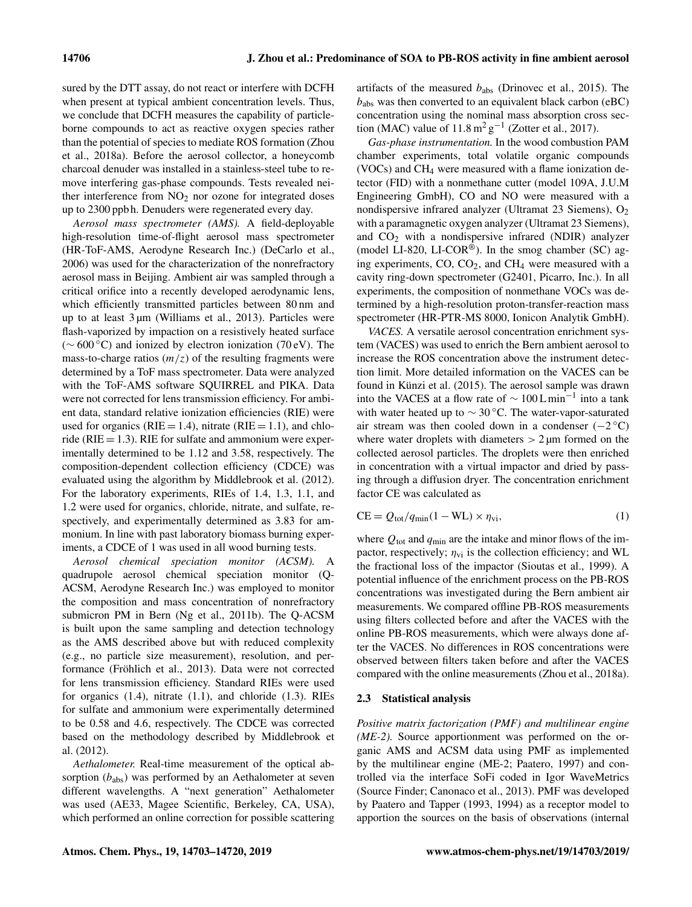sured by the DTT assay, do not react or interfere with DCFH when present at typical ambient concentration levels. Thus, we conclude that DCFH measures the capability of particle-borne compounds to act as reactive oxygen species rather than the potential of species to mediate ROS formation (Zhou et al., 2018a). Before the aerosol collector, a honeycomb charcoal denuder was installed in a stainless-steel tube to remove interfering gas-phase compounds. Tests revealed neither interference from $NO_2$ nor ozone for integrated doses up to 2300 ppb h. Denuders were regenerated every day.

*Aerosol mass spectrometer (AMS).* A field-deployable high-resolution time-of-flight aerosol mass spectrometer (HR-ToF-AMS, Aerodyne Research Inc.) (DeCarlo et al., 2006) was used for the characterization of the nonrefractory aerosol mass in Beijing. Ambient air was sampled through a critical orifice into a recently developed aerodynamic lens, which efficiently transmitted particles between 80 nm and up to at least 3 µm (Williams et al., 2013). Particles were flash-vaporized by impaction on a resistively heated surface (∼ 600 °C) and ionized by electron ionization (70 eV). The mass-to-charge ratios ($m/z$) of the resulting fragments were determined by a ToF mass spectrometer. Data were analyzed with the ToF-AMS software SQUIRREL and PIKA. Data were not corrected for lens transmission efficiency. For ambient data, standard relative ionization efficiencies (RIE) were used for organics (RIE = 1.4), nitrate (RIE = 1.1), and chloride (RIE = 1.3). RIE for sulfate and ammonium were experimentally determined to be 1.12 and 3.58, respectively. The composition-dependent collection efficiency (CDCE) was evaluated using the algorithm by Middlebrook et al. (2012). For the laboratory experiments, RIEs of 1.4, 1.3, 1.1, and 1.2 were used for organics, chloride, nitrate, and sulfate, respectively, and experimentally determined as 3.83 for ammonium. In line with past laboratory biomass burning experiments, a CDCE of 1 was used in all wood burning tests.

*Aerosol chemical speciation monitor (ACSM).* A quadrupole aerosol chemical speciation monitor (Q-ACSM, Aerodyne Research Inc.) was employed to monitor the composition and mass concentration of nonrefractory submicron PM in Bern (Ng et al., 2011b). The Q-ACSM is built upon the same sampling and detection technology as the AMS described above but with reduced complexity (e.g., no particle size measurement), resolution, and performance (Fröhlich et al., 2013). Data were not corrected for lens transmission efficiency. Standard RIEs were used for organics (1.4), nitrate (1.1), and chloride (1.3). RIEs for sulfate and ammonium were experimentally determined to be 0.58 and 4.6, respectively. The CDCE was corrected based on the methodology described by Middlebrook et al. (2012).

*Aethalometer.* Real-time measurement of the optical absorption ($b_{abs}$) was performed by an Aethalometer at seven different wavelengths. A "next generation" Aethalometer was used (AE33, Magee Scientific, Berkeley, CA, USA), which performed an online correction for possible scattering artifacts of the measured $b_{abs}$ (Drinovec et al., 2015). The $b_{abs}$ was then converted to an equivalent black carbon (eBC) concentration using the nominal mass absorption cross section (MAC) value of $11.8\,m^2\,g^{-1}$ (Zotter et al., 2017).

*Gas-phase instrumentation.* In the wood combustion PAM chamber experiments, total volatile organic compounds (VOCs) and $CH_4$ were measured with a flame ionization detector (FID) with a nonmethane cutter (model 109A, J.U.M Engineering GmbH), CO and NO were measured with a nondispersive infrared analyzer (Ultramat 23 Siemens), $O_2$ with a paramagnetic oxygen analyzer (Ultramat 23 Siemens), and $CO_2$ with a nondispersive infrared (NDIR) analyzer (model LI-820, LI-COR®). In the smog chamber (SC) aging experiments, CO, $CO_2$, and $CH_4$ were measured with a cavity ring-down spectrometer (G2401, Picarro, Inc.). In all experiments, the composition of nonmethane VOCs was determined by a high-resolution proton-transfer-reaction mass spectrometer (HR-PTR-MS 8000, Ionicon Analytik GmbH).

*VACES.* A versatile aerosol concentration enrichment system (VACES) was used to enrich the Bern ambient aerosol to increase the ROS concentration above the instrument detection limit. More detailed information on the VACES can be found in Künzi et al. (2015). The aerosol sample was drawn into the VACES at a flow rate of $\sim 100\,L\,min^{-1}$ into a tank with water heated up to ∼ 30 °C. The water-vapor-saturated air stream was then cooled down in a condenser (−2 °C) where water droplets with diameters > 2 µm formed on the collected aerosol particles. The droplets were then enriched in concentration with a virtual impactor and dried by passing through a diffusion dryer. The concentration enrichment factor CE was calculated as

$$CE = Q_{tot}/q_{min}(1 - WL) \times \eta_{vi}, \quad (1)$$

where $Q_{tot}$ and $q_{min}$ are the intake and minor flows of the impactor, respectively; $\eta_{vi}$ is the collection efficiency; and WL the fractional loss of the impactor (Sioutas et al., 1999). A potential influence of the enrichment process on the PB-ROS concentrations was investigated during the Bern ambient air measurements. We compared offline PB-ROS measurements using filters collected before and after the VACES with the online PB-ROS measurements, which were always done after the VACES. No differences in ROS concentrations were observed between filters taken before and after the VACES compared with the online measurements (Zhou et al., 2018a).

### 2.3 Statistical analysis

*Positive matrix factorization (PMF) and multilinear engine (ME-2).* Source apportionment was performed on the organic AMS and ACSM data using PMF as implemented by the multilinear engine (ME-2; Paatero, 1997) and controlled via the interface SoFi coded in Igor WaveMetrics (Source Finder; Canonaco et al., 2013). PMF was developed by Paatero and Tapper (1993, 1994) as a receptor model to apportion the sources on the basis of observations (internal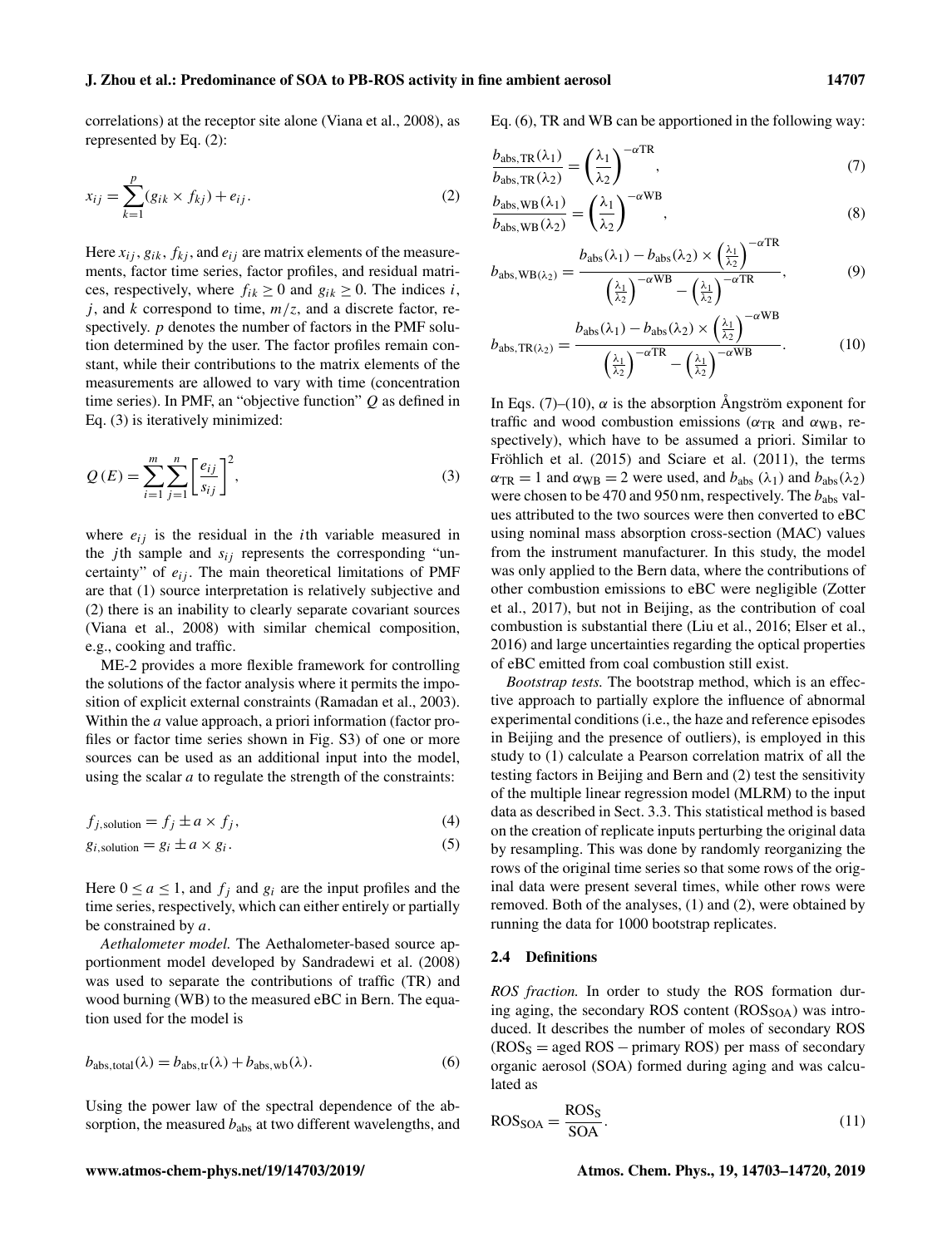correlations) at the receptor site alone (Viana et al., 2008), as represented by Eq. (2):

$$x_{ij} = \sum_{k=1}^{p} (g_{ik} \times f_{kj}) + e_{ij}. \tag{2}$$

Here $x_{ij}$, $g_{ik}$, $f_{kj}$, and $e_{ij}$ are matrix elements of the measurements, factor time series, factor profiles, and residual matrices, respectively, where $f_{ik} \geq 0$ and $g_{ik} \geq 0$. The indices $i$, $j$, and $k$ correspond to time, $m/z$, and a discrete factor, respectively. $p$ denotes the number of factors in the PMF solution determined by the user. The factor profiles remain constant, while their contributions to the matrix elements of the measurements are allowed to vary with time (concentration time series). In PMF, an "objective function" $Q$ as defined in Eq. (3) is iteratively minimized:

$$Q(E) = \sum_{i=1}^{m} \sum_{j=1}^{n} \left[ \frac{e_{ij}}{s_{ij}} \right]^2, \tag{3}$$

where $e_{ij}$ is the residual in the $i$th variable measured in the $j$th sample and $s_{ij}$ represents the corresponding "uncertainty" of $e_{ij}$. The main theoretical limitations of PMF are that (1) source interpretation is relatively subjective and (2) there is an inability to clearly separate covariant sources (Viana et al., 2008) with similar chemical composition, e.g., cooking and traffic.

ME-2 provides a more flexible framework for controlling the solutions of the factor analysis where it permits the imposition of explicit external constraints (Ramadan et al., 2003). Within the $a$ value approach, a priori information (factor profiles or factor time series shown in Fig. S3) of one or more sources can be used as an additional input into the model, using the scalar $a$ to regulate the strength of the constraints:

$$f_{j,\text{solution}} = f_j \pm a \times f_j, \tag{4}$$

$$g_{i,\text{solution}} = g_i \pm a \times g_i. \tag{5}$$

Here $0 \leq a \leq 1$, and $f_j$ and $g_i$ are the input profiles and the time series, respectively, which can either entirely or partially be constrained by $a$.

*Aethalometer model.* The Aethalometer-based source apportionment model developed by Sandradewi et al. (2008) was used to separate the contributions of traffic (TR) and wood burning (WB) to the measured eBC in Bern. The equation used for the model is

$$b_{\text{abs,total}}(\lambda) = b_{\text{abs,tr}}(\lambda) + b_{\text{abs,wb}}(\lambda). \tag{6}$$

Using the power law of the spectral dependence of the absorption, the measured $b_{\text{abs}}$ at two different wavelengths, and Eq. (6), TR and WB can be apportioned in the following way:

$$\frac{b_{\text{abs,TR}}(\lambda_1)}{b_{\text{abs,TR}}(\lambda_2)} = \left(\frac{\lambda_1}{\lambda_2}\right)^{-\alpha\text{TR}}, \tag{7}$$

$$\frac{b_{\text{abs,WB}}(\lambda_1)}{b_{\text{abs,WB}}(\lambda_2)} = \left(\frac{\lambda_1}{\lambda_2}\right)^{-\alpha\text{WB}}, \tag{8}$$

$$b_{\text{abs,WB}(\lambda_2)} = \frac{b_{\text{abs}}(\lambda_1) - b_{\text{abs}}(\lambda_2) \times \left(\frac{\lambda_1}{\lambda_2}\right)^{-\alpha\text{TR}}}{\left(\frac{\lambda_1}{\lambda_2}\right)^{-\alpha\text{WB}} - \left(\frac{\lambda_1}{\lambda_2}\right)^{-\alpha\text{TR}}}, \tag{9}$$

$$b_{\text{abs,TR}(\lambda_2)} = \frac{b_{\text{abs}}(\lambda_1) - b_{\text{abs}}(\lambda_2) \times \left(\frac{\lambda_1}{\lambda_2}\right)^{-\alpha\text{WB}}}{\left(\frac{\lambda_1}{\lambda_2}\right)^{-\alpha\text{TR}} - \left(\frac{\lambda_1}{\lambda_2}\right)^{-\alpha\text{WB}}}. \tag{10}$$

In Eqs. (7)–(10), $\alpha$ is the absorption Ångström exponent for traffic and wood combustion emissions ($\alpha_{\text{TR}}$ and $\alpha_{\text{WB}}$, respectively), which have to be assumed a priori. Similar to Fröhlich et al. (2015) and Sciare et al. (2011), the terms $\alpha_{\text{TR}} = 1$ and $\alpha_{\text{WB}} = 2$ were used, and $b_{\text{abs}}(\lambda_1)$ and $b_{\text{abs}}(\lambda_2)$ were chosen to be 470 and 950 nm, respectively. The $b_{\text{abs}}$ values attributed to the two sources were then converted to eBC using nominal mass absorption cross-section (MAC) values from the instrument manufacturer. In this study, the model was only applied to the Bern data, where the contributions of other combustion emissions to eBC were negligible (Zotter et al., 2017), but not in Beijing, as the contribution of coal combustion is substantial there (Liu et al., 2016; Elser et al., 2016) and large uncertainties regarding the optical properties of eBC emitted from coal combustion still exist.

*Bootstrap tests.* The bootstrap method, which is an effective approach to partially explore the influence of abnormal experimental conditions (i.e., the haze and reference episodes in Beijing and the presence of outliers), is employed in this study to (1) calculate a Pearson correlation matrix of all the testing factors in Beijing and Bern and (2) test the sensitivity of the multiple linear regression model (MLRM) to the input data as described in Sect. 3.3. This statistical method is based on the creation of replicate inputs perturbing the original data by resampling. This was done by randomly reorganizing the rows of the original time series so that some rows of the original data were present several times, while other rows were removed. Both of the analyses, (1) and (2), were obtained by running the data for 1000 bootstrap replicates.

### 2.4 Definitions

*ROS fraction.* In order to study the ROS formation during aging, the secondary ROS content ($\text{ROS}_{\text{SOA}}$) was introduced. It describes the number of moles of secondary ROS ($\text{ROS}_{\text{S}}$ = aged ROS − primary ROS) per mass of secondary organic aerosol (SOA) formed during aging and was calculated as

$$\text{ROS}_{\text{SOA}} = \frac{\text{ROS}_{\text{S}}}{\text{SOA}}. \tag{11}$$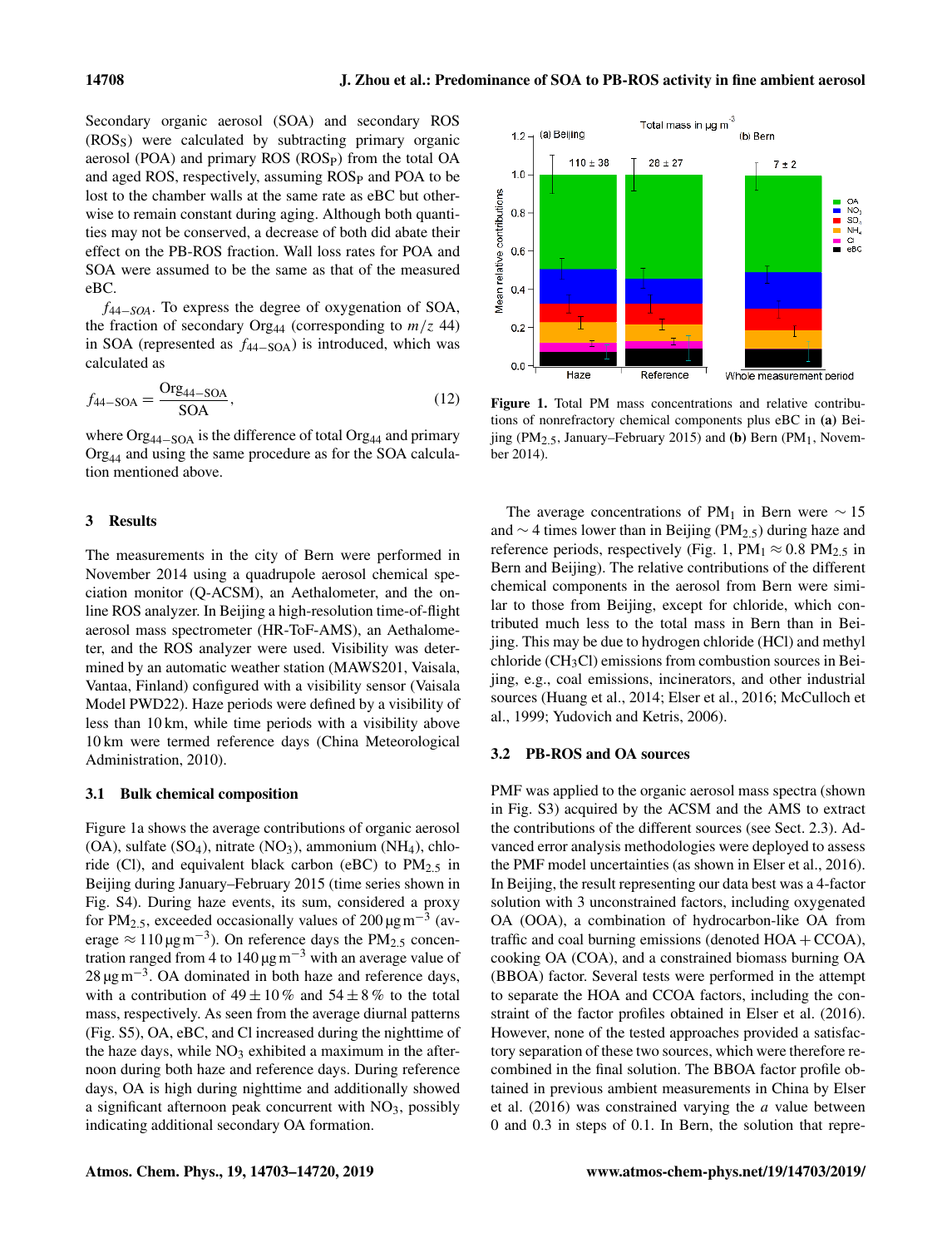Secondary organic aerosol (SOA) and secondary ROS ($ROS_S$) were calculated by subtracting primary organic aerosol (POA) and primary ROS ($ROS_P$) from the total OA and aged ROS, respectively, assuming $ROS_P$ and POA to be lost to the chamber walls at the same rate as eBC but otherwise to remain constant during aging. Although both quantities may not be conserved, a decrease of both did abate their effect on the PB-ROS fraction. Wall loss rates for POA and SOA were assumed to be the same as that of the measured eBC.

$f_{44-SOA}$. To express the degree of oxygenation of SOA, the fraction of secondary $Org_{44}$ (corresponding to $m/z$ 44) in SOA (represented as $f_{44-SOA}$) is introduced, which was calculated as

$$f_{44-SOA} = \frac{Org_{44-SOA}}{SOA}, \tag{12}$$

where $Org_{44-SOA}$ is the difference of total $Org_{44}$ and primary $Org_{44}$ and using the same procedure as for the SOA calculation mentioned above.

## 3 Results

The measurements in the city of Bern were performed in November 2014 using a quadrupole aerosol chemical speciation monitor (Q-ACSM), an Aethalometer, and the online ROS analyzer. In Beijing a high-resolution time-of-flight aerosol mass spectrometer (HR-ToF-AMS), an Aethalometer, and the ROS analyzer were used. Visibility was determined by an automatic weather station (MAWS201, Vaisala, Vantaa, Finland) configured with a visibility sensor (Vaisala Model PWD22). Haze periods were defined by a visibility of less than 10 km, while time periods with a visibility above 10 km were termed reference days (China Meteorological Administration, 2010).

### 3.1 Bulk chemical composition

Figure 1a shows the average contributions of organic aerosol (OA), sulfate ($SO_4$), nitrate ($NO_3$), ammonium ($NH_4$), chloride (Cl), and equivalent black carbon (eBC) to $PM_{2.5}$ in Beijing during January–February 2015 (time series shown in Fig. S4). During haze events, its sum, considered a proxy for $PM_{2.5}$, exceeded occasionally values of 200 $\mu g\,m^{-3}$ (average $\approx 110\,\mu g\,m^{-3}$). On reference days the $PM_{2.5}$ concentration ranged from 4 to 140 $\mu g\,m^{-3}$ with an average value of 28 $\mu g\,m^{-3}$. OA dominated in both haze and reference days, with a contribution of $49 \pm 10\,\%$ and $54 \pm 8\,\%$ to the total mass, respectively. As seen from the average diurnal patterns (Fig. S5), OA, eBC, and Cl increased during the nighttime of the haze days, while $NO_3$ exhibited a maximum in the afternoon during both haze and reference days. During reference days, OA is high during nighttime and additionally showed a significant afternoon peak concurrent with $NO_3$, possibly indicating additional secondary OA formation.

**Figure 1.** Total PM mass concentrations and relative contributions of nonrefractory chemical components plus eBC in **(a)** Beijing ($PM_{2.5}$, January–February 2015) and **(b)** Bern ($PM_1$, November 2014).

The average concentrations of $PM_1$ in Bern were $\sim 15$ and $\sim 4$ times lower than in Beijing ($PM_{2.5}$) during haze and reference periods, respectively (Fig. 1, $PM_1 \approx 0.8\,PM_{2.5}$ in Bern and Beijing). The relative contributions of the different chemical components in the aerosol from Bern were similar to those from Beijing, except for chloride, which contributed much less to the total mass in Bern than in Beijing. This may be due to hydrogen chloride (HCl) and methyl chloride ($CH_3Cl$) emissions from combustion sources in Beijing, e.g., coal emissions, incinerators, and other industrial sources (Huang et al., 2014; Elser et al., 2016; McCulloch et al., 1999; Yudovich and Ketris, 2006).

### 3.2 PB-ROS and OA sources

PMF was applied to the organic aerosol mass spectra (shown in Fig. S3) acquired by the ACSM and the AMS to extract the contributions of the different sources (see Sect. 2.3). Advanced error analysis methodologies were deployed to assess the PMF model uncertainties (as shown in Elser et al., 2016). In Beijing, the result representing our data best was a 4-factor solution with 3 unconstrained factors, including oxygenated OA (OOA), a combination of hydrocarbon-like OA from traffic and coal burning emissions (denoted HOA + CCOA), cooking OA (COA), and a constrained biomass burning OA (BBOA) factor. Several tests were performed in the attempt to separate the HOA and CCOA factors, including the constraint of the factor profiles obtained in Elser et al. (2016). However, none of the tested approaches provided a satisfactory separation of these two sources, which were therefore recombined in the final solution. The BBOA factor profile obtained in previous ambient measurements in China by Elser et al. (2016) was constrained varying the $a$ value between 0 and 0.3 in steps of 0.1. In Bern, the solution that repre-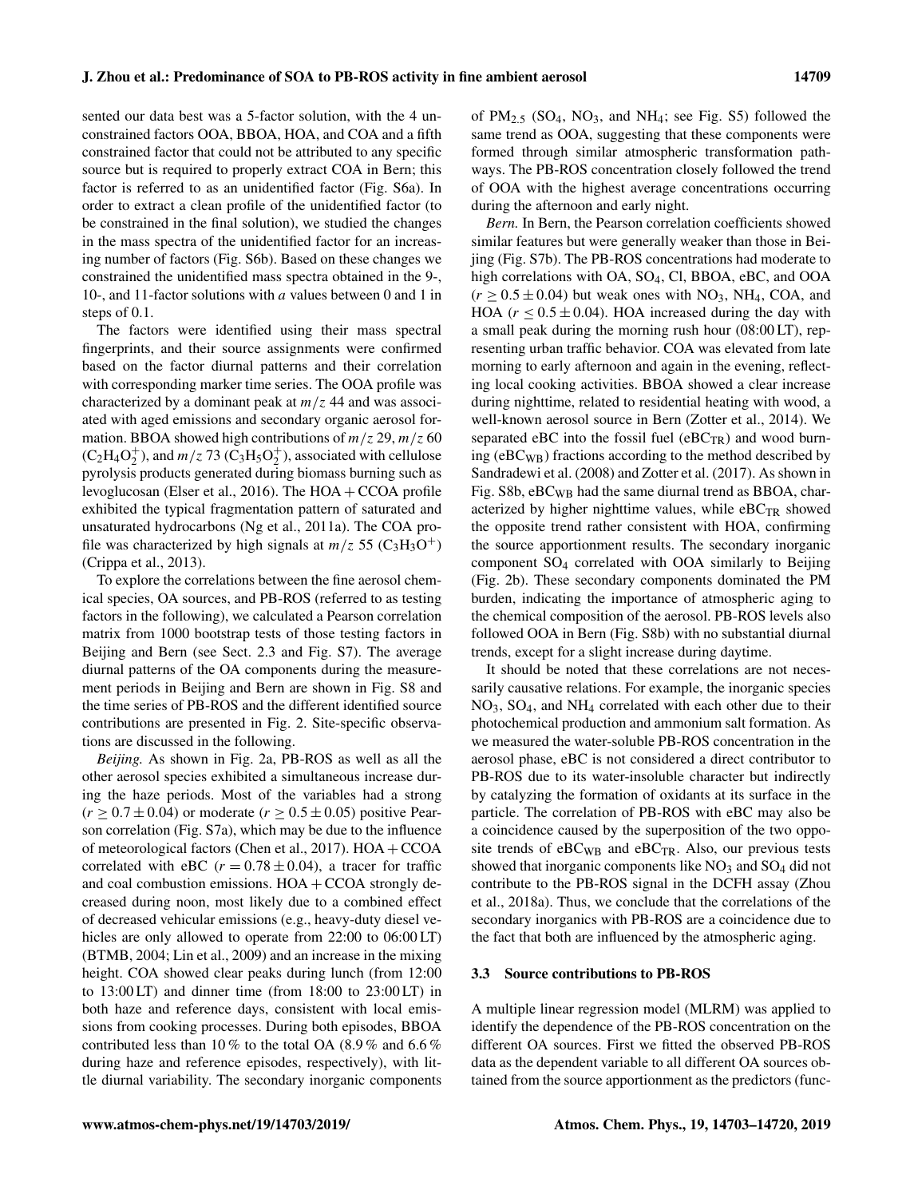sented our data best was a 5-factor solution, with the 4 unconstrained factors OOA, BBOA, HOA, and COA and a fifth constrained factor that could not be attributed to any specific source but is required to properly extract COA in Bern; this factor is referred to as an unidentified factor (Fig. S6a). In order to extract a clean profile of the unidentified factor (to be constrained in the final solution), we studied the changes in the mass spectra of the unidentified factor for an increasing number of factors (Fig. S6b). Based on these changes we constrained the unidentified mass spectra obtained in the 9-, 10-, and 11-factor solutions with $a$ values between 0 and 1 in steps of 0.1.

The factors were identified using their mass spectral fingerprints, and their source assignments were confirmed based on the factor diurnal patterns and their correlation with corresponding marker time series. The OOA profile was characterized by a dominant peak at $m/z$ 44 and was associated with aged emissions and secondary organic aerosol formation. BBOA showed high contributions of $m/z$ 29, $m/z$ 60 ($C_2H_4O_2^+$), and $m/z$ 73 ($C_3H_5O_2^+$), associated with cellulose pyrolysis products generated during biomass burning such as levoglucosan (Elser et al., 2016). The HOA + CCOA profile exhibited the typical fragmentation pattern of saturated and unsaturated hydrocarbons (Ng et al., 2011a). The COA profile was characterized by high signals at $m/z$ 55 ($C_3H_3O^+$) (Crippa et al., 2013).

To explore the correlations between the fine aerosol chemical species, OA sources, and PB-ROS (referred to as testing factors in the following), we calculated a Pearson correlation matrix from 1000 bootstrap tests of those testing factors in Beijing and Bern (see Sect. 2.3 and Fig. S7). The average diurnal patterns of the OA components during the measurement periods in Beijing and Bern are shown in Fig. S8 and the time series of PB-ROS and the different identified source contributions are presented in Fig. 2. Site-specific observations are discussed in the following.

*Beijing.* As shown in Fig. 2a, PB-ROS as well as all the other aerosol species exhibited a simultaneous increase during the haze periods. Most of the variables had a strong ($r \geq 0.7 \pm 0.04$) or moderate ($r \geq 0.5 \pm 0.05$) positive Pearson correlation (Fig. S7a), which may be due to the influence of meteorological factors (Chen et al., 2017). HOA + CCOA correlated with eBC ($r = 0.78 \pm 0.04$), a tracer for traffic and coal combustion emissions. HOA + CCOA strongly decreased during noon, most likely due to a combined effect of decreased vehicular emissions (e.g., heavy-duty diesel vehicles are only allowed to operate from 22:00 to 06:00 LT) (BTMB, 2004; Lin et al., 2009) and an increase in the mixing height. COA showed clear peaks during lunch (from 12:00 to 13:00 LT) and dinner time (from 18:00 to 23:00 LT) in both haze and reference days, consistent with local emissions from cooking processes. During both episodes, BBOA contributed less than 10 % to the total OA (8.9 % and 6.6 % during haze and reference episodes, respectively), with little diurnal variability. The secondary inorganic components of $PM_{2.5}$ ($SO_4$, $NO_3$, and $NH_4$; see Fig. S5) followed the same trend as OOA, suggesting that these components were formed through similar atmospheric transformation pathways. The PB-ROS concentration closely followed the trend of OOA with the highest average concentrations occurring during the afternoon and early night.

*Bern.* In Bern, the Pearson correlation coefficients showed similar features but were generally weaker than those in Beijing (Fig. S7b). The PB-ROS concentrations had moderate to high correlations with OA, $SO_4$, Cl, BBOA, eBC, and OOA ($r \geq 0.5 \pm 0.04$) but weak ones with $NO_3$, $NH_4$, COA, and HOA ($r \leq 0.5 \pm 0.04$). HOA increased during the day with a small peak during the morning rush hour (08:00 LT), representing urban traffic behavior. COA was elevated from late morning to early afternoon and again in the evening, reflecting local cooking activities. BBOA showed a clear increase during nighttime, related to residential heating with wood, a well-known aerosol source in Bern (Zotter et al., 2014). We separated eBC into the fossil fuel ($eBC_{TR}$) and wood burning ($eBC_{WB}$) fractions according to the method described by Sandradewi et al. (2008) and Zotter et al. (2017). As shown in Fig. S8b, $eBC_{WB}$ had the same diurnal trend as BBOA, characterized by higher nighttime values, while $eBC_{TR}$ showed the opposite trend rather consistent with HOA, confirming the source apportionment results. The secondary inorganic component $SO_4$ correlated with OOA similarly to Beijing (Fig. 2b). These secondary components dominated the PM burden, indicating the importance of atmospheric aging to the chemical composition of the aerosol. PB-ROS levels also followed OOA in Bern (Fig. S8b) with no substantial diurnal trends, except for a slight increase during daytime.

It should be noted that these correlations are not necessarily causative relations. For example, the inorganic species $NO_3$, $SO_4$, and $NH_4$ correlated with each other due to their photochemical production and ammonium salt formation. As we measured the water-soluble PB-ROS concentration in the aerosol phase, eBC is not considered a direct contributor to PB-ROS due to its water-insoluble character but indirectly by catalyzing the formation of oxidants at its surface in the particle. The correlation of PB-ROS with eBC may also be a coincidence caused by the superposition of the two opposite trends of $eBC_{WB}$ and $eBC_{TR}$. Also, our previous tests showed that inorganic components like $NO_3$ and $SO_4$ did not contribute to the PB-ROS signal in the DCFH assay (Zhou et al., 2018a). Thus, we conclude that the correlations of the secondary inorganics with PB-ROS are a coincidence due to the fact that both are influenced by the atmospheric aging.

### 3.3 Source contributions to PB-ROS

A multiple linear regression model (MLRM) was applied to identify the dependence of the PB-ROS concentration on the different OA sources. First we fitted the observed PB-ROS data as the dependent variable to all different OA sources obtained from the source apportionment as the predictors (func-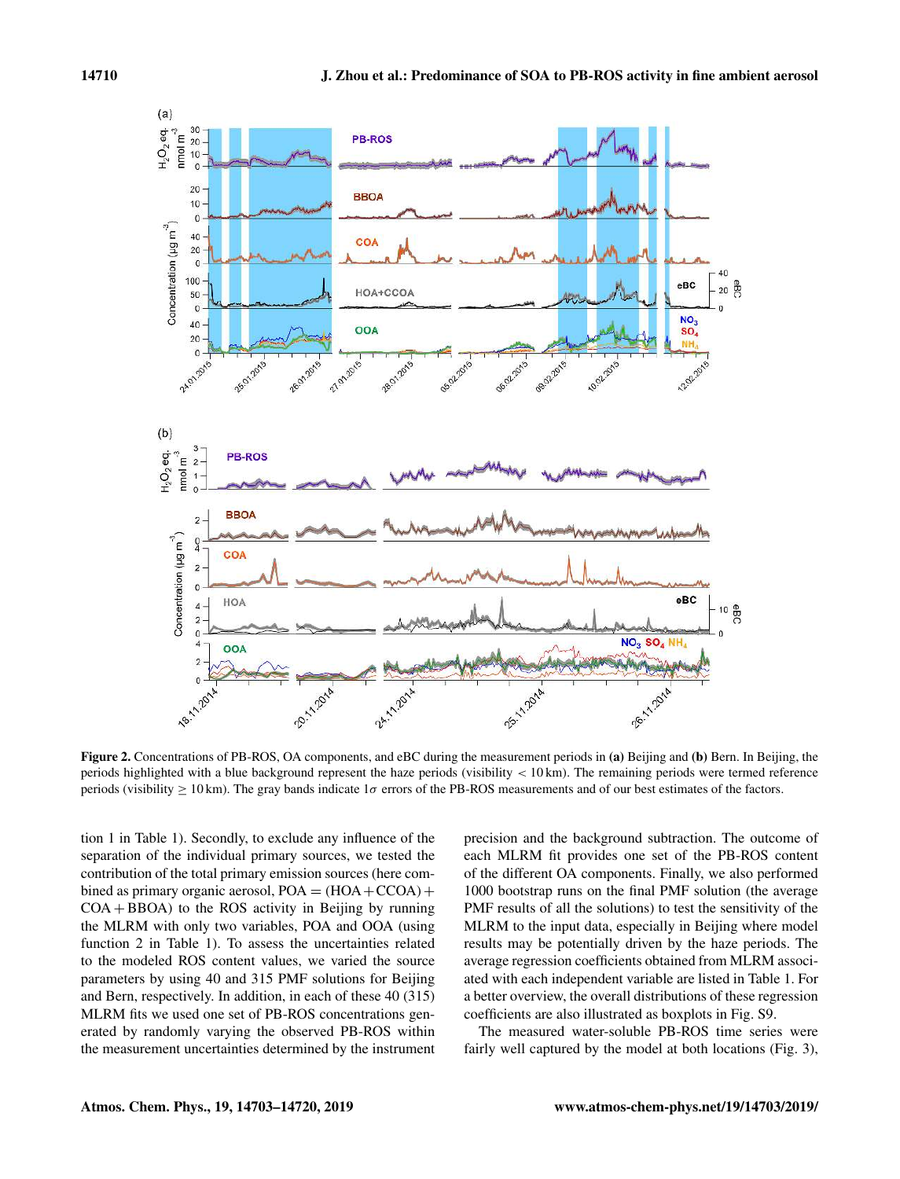**Figure 2.** Concentrations of PB-ROS, OA components, and eBC during the measurement periods in **(a)** Beijing and **(b)** Bern. In Beijing, the periods highlighted with a blue background represent the haze periods (visibility < 10 km). The remaining periods were termed reference periods (visibility ≥ 10 km). The gray bands indicate 1σ errors of the PB-ROS measurements and of our best estimates of the factors.

tion 1 in Table 1). Secondly, to exclude any influence of the separation of the individual primary sources, we tested the contribution of the total primary emission sources (here combined as primary organic aerosol, POA = (HOA + CCOA) + COA + BBOA) to the ROS activity in Beijing by running the MLRM with only two variables, POA and OOA (using function 2 in Table 1). To assess the uncertainties related to the modeled ROS content values, we varied the source parameters by using 40 and 315 PMF solutions for Beijing and Bern, respectively. In each of these 40 (315) MLRM fits we used one set of PB-ROS concentrations generated by randomly varying the observed PB-ROS within the measurement uncertainties determined by the instrument precision and the background subtraction. The outcome of each MLRM fit provides one set of the PB-ROS content of the different OA components. Finally, we also performed 1000 bootstrap runs on the final PMF solution (the average PMF results of all the solutions) to test the sensitivity of the MLRM to the input data, especially in Beijing where model results may be potentially driven by the haze periods. The average regression coefficients obtained from MLRM associated with each independent variable are listed in Table 1. For a better overview, the overall distributions of these regression coefficients are also illustrated as boxplots in Fig. S9.

The measured water-soluble PB-ROS time series were fairly well captured by the model at both locations (Fig. 3),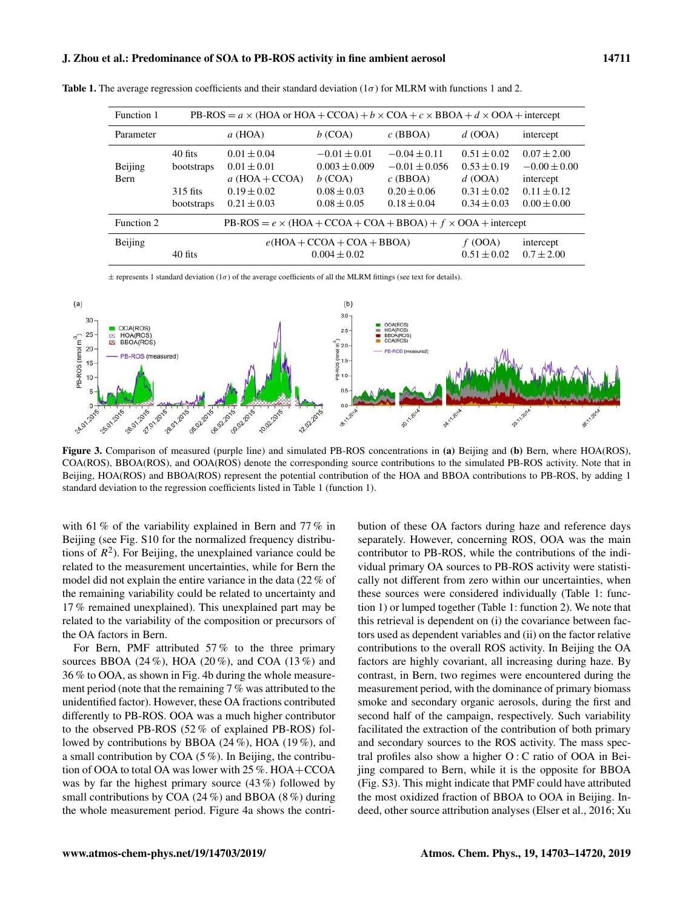**Table 1.** The average regression coefficients and their standard deviation ($1\sigma$) for MLRM with functions 1 and 2.

| Function 1 | | PB-ROS = $a$ × (HOA or HOA + CCOA) + $b$ × COA + $c$ × BBOA + $d$ × OOA + intercept | | | | |
|---|---|---|---|---|---|---|
| Parameter | | $a$ (HOA) | $b$ (COA) | $c$ (BBOA) | $d$ (OOA) | intercept |
| Beijing | 40 fits | $0.01 \pm 0.04$ | $-0.01 \pm 0.01$ | $-0.04 \pm 0.11$ | $0.51 \pm 0.02$ | $0.07 \pm 2.00$ |
| | bootstraps | $0.01 \pm 0.01$ | $0.003 \pm 0.009$ | $-0.01 \pm 0.056$ | $0.53 \pm 0.19$ | $-0.00 \pm 0.00$ |
| Bern | | $a$ (HOA + CCOA) | $b$ (COA) | $c$ (BBOA) | $d$ (OOA) | intercept |
| | 315 fits | $0.19 \pm 0.02$ | $0.08 \pm 0.03$ | $0.20 \pm 0.06$ | $0.31 \pm 0.02$ | $0.11 \pm 0.12$ |
| | bootstraps | $0.21 \pm 0.03$ | $0.08 \pm 0.05$ | $0.18 \pm 0.04$ | $0.34 \pm 0.03$ | $0.00 \pm 0.00$ |
| Function 2 | | PB-ROS = $e$ × (HOA + CCOA + COA + BBOA) + $f$ × OOA + intercept | | | | |
| Beijing | | $e$(HOA + CCOA + COA + BBOA) | | | $f$ (OOA) | intercept |
| | 40 fits | $0.004 \pm 0.02$ | | | $0.51 \pm 0.02$ | $0.7 \pm 2.00$ |

± represents 1 standard deviation ($1\sigma$) of the average coefficients of all the MLRM fittings (see text for details).

**Figure 3.** Comparison of measured (purple line) and simulated PB-ROS concentrations in **(a)** Beijing and **(b)** Bern, where HOA(ROS), COA(ROS), BBOA(ROS), and OOA(ROS) denote the corresponding source contributions to the simulated PB-ROS activity. Note that in Beijing, HOA(ROS) and BBOA(ROS) represent the potential contribution of the HOA and BBOA contributions to PB-ROS, by adding 1 standard deviation to the regression coefficients listed in Table 1 (function 1).

with 61 % of the variability explained in Bern and 77 % in Beijing (see Fig. S10 for the normalized frequency distributions of $R^2$). For Beijing, the unexplained variance could be related to the measurement uncertainties, while for Bern the model did not explain the entire variance in the data (22 % of the remaining variability could be related to uncertainty and 17 % remained unexplained). This unexplained part may be related to the variability of the composition or precursors of the OA factors in Bern.

For Bern, PMF attributed 57 % to the three primary sources BBOA (24 %), HOA (20 %), and COA (13 %) and 36 % to OOA, as shown in Fig. 4b during the whole measurement period (note that the remaining 7 % was attributed to the unidentified factor). However, these OA fractions contributed differently to PB-ROS. OOA was a much higher contributor to the observed PB-ROS (52 % of explained PB-ROS) followed by contributions by BBOA (24 %), HOA (19 %), and a small contribution by COA (5 %). In Beijing, the contribution of OOA to total OA was lower with 25 %. HOA+CCOA was by far the highest primary source (43 %) followed by small contributions by COA (24 %) and BBOA (8 %) during the whole measurement period. Figure 4a shows the contribution of these OA factors during haze and reference days separately. However, concerning ROS, OOA was the main contributor to PB-ROS, while the contributions of the individual primary OA sources to PB-ROS activity were statistically not different from zero within our uncertainties, when these sources were considered individually (Table 1: function 1) or lumped together (Table 1: function 2). We note that this retrieval is dependent on (i) the covariance between factors used as dependent variables and (ii) on the factor relative contributions to the overall ROS activity. In Beijing the OA factors are highly covariant, all increasing during haze. By contrast, in Bern, two regimes were encountered during the measurement period, with the dominance of primary biomass smoke and secondary organic aerosols, during the first and second half of the campaign, respectively. Such variability facilitated the extraction of the contribution of both primary and secondary sources to the ROS activity. The mass spectral profiles also show a higher O : C ratio of OOA in Beijing compared to Bern, while it is the opposite for BBOA (Fig. S3). This might indicate that PMF could have attributed the most oxidized fraction of BBOA to OOA in Beijing. Indeed, other source attribution analyses (Elser et al., 2016; Xu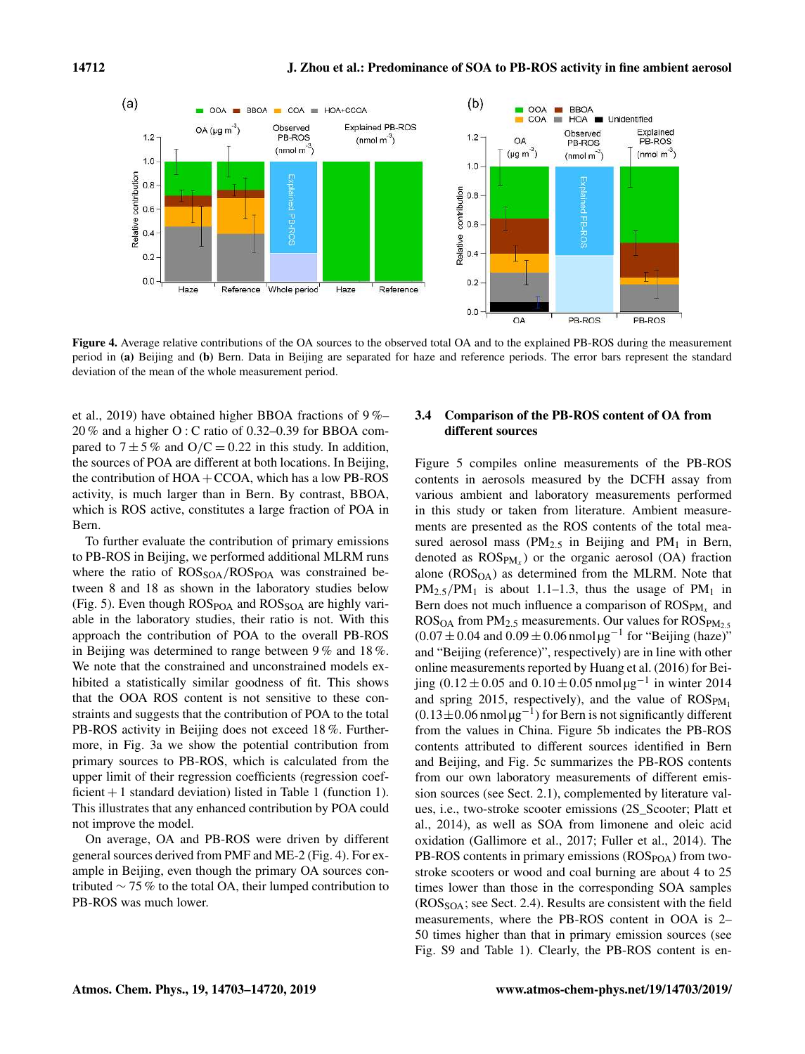**Figure 4.** Average relative contributions of the OA sources to the observed total OA and to the explained PB-ROS during the measurement period in **(a)** Beijing and **(b)** Bern. Data in Beijing are separated for haze and reference periods. The error bars represent the standard deviation of the mean of the whole measurement period.

et al., 2019) have obtained higher BBOA fractions of 9 %–20 % and a higher O : C ratio of 0.32–0.39 for BBOA compared to 7 ± 5 % and O/C = 0.22 in this study. In addition, the sources of POA are different at both locations. In Beijing, the contribution of HOA + CCOA, which has a low PB-ROS activity, is much larger than in Bern. By contrast, BBOA, which is ROS active, constitutes a large fraction of POA in Bern.

To further evaluate the contribution of primary emissions to PB-ROS in Beijing, we performed additional MLRM runs where the ratio of $ROS_{SOA}/ROS_{POA}$ was constrained between 8 and 18 as shown in the laboratory studies below (Fig. 5). Even though $ROS_{POA}$ and $ROS_{SOA}$ are highly variable in the laboratory studies, their ratio is not. With this approach the contribution of POA to the overall PB-ROS in Beijing was determined to range between 9 % and 18 %. We note that the constrained and unconstrained models exhibited a statistically similar goodness of fit. This shows that the OOA ROS content is not sensitive to these constraints and suggests that the contribution of POA to the total PB-ROS activity in Beijing does not exceed 18 %. Furthermore, in Fig. 3a we show the potential contribution from primary sources to PB-ROS, which is calculated from the upper limit of their regression coefficients (regression coefficient + 1 standard deviation) listed in Table 1 (function 1). This illustrates that any enhanced contribution by POA could not improve the model.

On average, OA and PB-ROS were driven by different general sources derived from PMF and ME-2 (Fig. 4). For example in Beijing, even though the primary OA sources contributed ∼ 75 % to the total OA, their lumped contribution to PB-ROS was much lower.

### 3.4 Comparison of the PB-ROS content of OA from different sources

Figure 5 compiles online measurements of the PB-ROS contents in aerosols measured by the DCFH assay from various ambient and laboratory measurements performed in this study or taken from literature. Ambient measurements are presented as the ROS contents of the total measured aerosol mass ($PM_{2.5}$ in Beijing and $PM_1$ in Bern, denoted as $ROS_{PM_x}$) or the organic aerosol (OA) fraction alone ($ROS_{OA}$) as determined from the MLRM. Note that $PM_{2.5}/PM_1$ is about 1.1–1.3, thus the usage of $PM_1$ in Bern does not much influence a comparison of $ROS_{PM_x}$ and $ROS_{OA}$ from $PM_{2.5}$ measurements. Our values for $ROS_{PM_{2.5}}$ ($0.07 \pm 0.04$ and $0.09 \pm 0.06\,\text{nmol}\,\mu\text{g}^{-1}$ for "Beijing (haze)" and "Beijing (reference)", respectively) are in line with other online measurements reported by Huang et al. (2016) for Beijing ($0.12 \pm 0.05$ and $0.10 \pm 0.05\,\text{nmol}\,\mu\text{g}^{-1}$ in winter 2014 and spring 2015, respectively), and the value of $ROS_{PM_1}$ ($0.13 \pm 0.06\,\text{nmol}\,\mu\text{g}^{-1}$) for Bern is not significantly different from the values in China. Figure 5b indicates the PB-ROS contents attributed to different sources identified in Bern and Beijing, and Fig. 5c summarizes the PB-ROS contents from our own laboratory measurements of different emission sources (see Sect. 2.1), complemented by literature values, i.e., two-stroke scooter emissions (2S_Scooter; Platt et al., 2014), as well as SOA from limonene and oleic acid oxidation (Gallimore et al., 2017; Fuller et al., 2014). The PB-ROS contents in primary emissions ($ROS_{POA}$) from two-stroke scooters or wood and coal burning are about 4 to 25 times lower than those in the corresponding SOA samples ($ROS_{SOA}$; see Sect. 2.4). Results are consistent with the field measurements, where the PB-ROS content in OOA is 2–50 times higher than that in primary emission sources (see Fig. S9 and Table 1). Clearly, the PB-ROS content is en-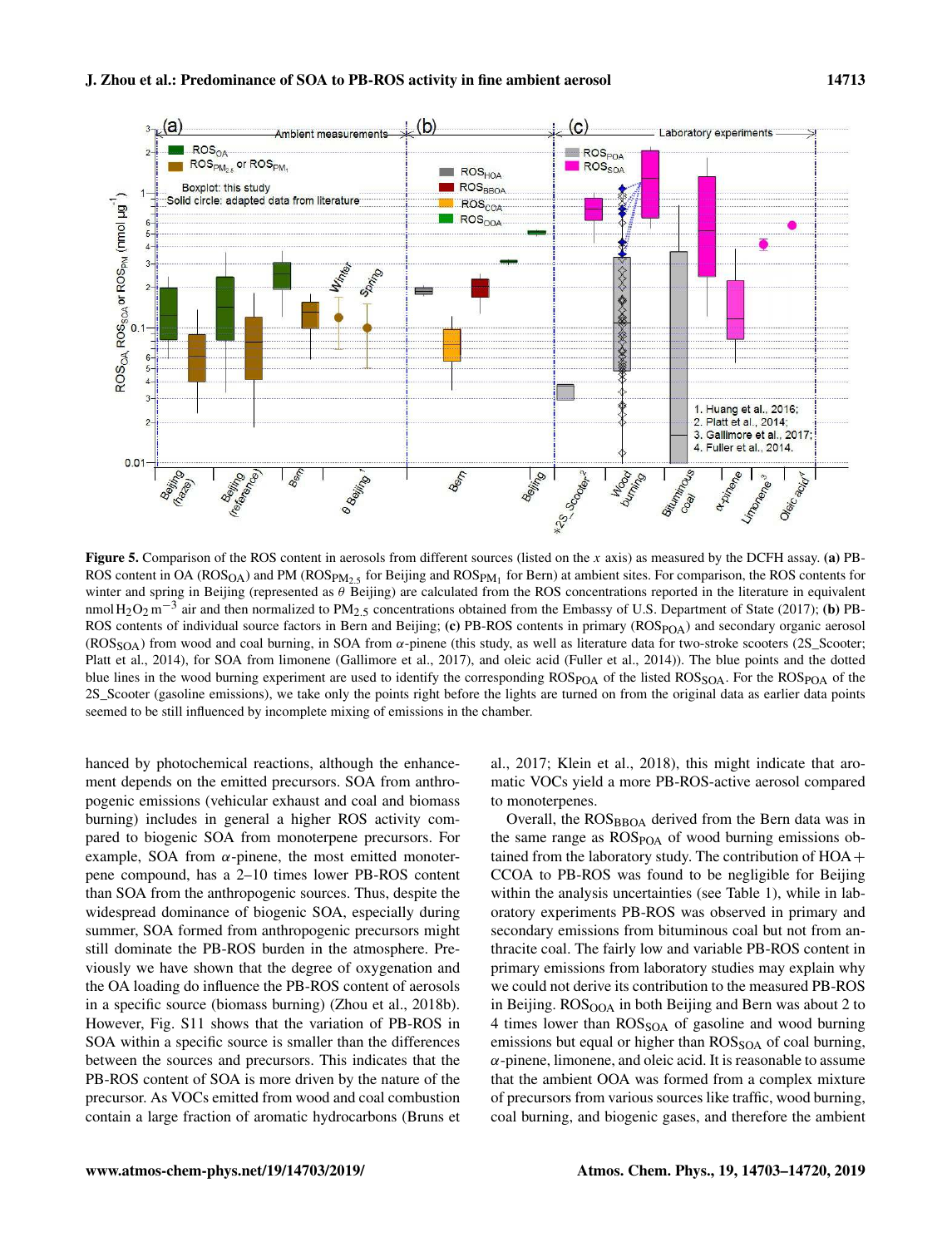**Figure 5.** Comparison of the ROS content in aerosols from different sources (listed on the $x$ axis) as measured by the DCFH assay. **(a)** PB-ROS content in OA ($ROS_{OA}$) and PM ($ROS_{PM_{2.5}}$ for Beijing and $ROS_{PM_1}$ for Bern) at ambient sites. For comparison, the ROS contents for winter and spring in Beijing (represented as $\theta$ Beijing) are calculated from the ROS concentrations reported in the literature in equivalent nmol $H_2O_2$ $m^{-3}$ air and then normalized to $PM_{2.5}$ concentrations obtained from the Embassy of U.S. Department of State (2017); **(b)** PB-ROS contents of individual source factors in Bern and Beijing; **(c)** PB-ROS contents in primary ($ROS_{POA}$) and secondary organic aerosol ($ROS_{SOA}$) from wood and coal burning, in SOA from $\alpha$-pinene (this study, as well as literature data for two-stroke scooters (2S_Scooter; Platt et al., 2014), for SOA from limonene (Gallimore et al., 2017), and oleic acid (Fuller et al., 2014)). The blue points and the dotted blue lines in the wood burning experiment are used to identify the corresponding $ROS_{POA}$ of the listed $ROS_{SOA}$. For the $ROS_{POA}$ of the 2S_Scooter (gasoline emissions), we take only the points right before the lights are turned on from the original data as earlier data points seemed to be still influenced by incomplete mixing of emissions in the chamber.

hanced by photochemical reactions, although the enhancement depends on the emitted precursors. SOA from anthropogenic emissions (vehicular exhaust and coal and biomass burning) includes in general a higher ROS activity compared to biogenic SOA from monoterpene precursors. For example, SOA from $\alpha$-pinene, the most emitted monoterpene compound, has a 2–10 times lower PB-ROS content than SOA from the anthropogenic sources. Thus, despite the widespread dominance of biogenic SOA, especially during summer, SOA formed from anthropogenic precursors might still dominate the PB-ROS burden in the atmosphere. Previously we have shown that the degree of oxygenation and the OA loading do influence the PB-ROS content of aerosols in a specific source (biomass burning) (Zhou et al., 2018b). However, Fig. S11 shows that the variation of PB-ROS in SOA within a specific source is smaller than the differences between the sources and precursors. This indicates that the PB-ROS content of SOA is more driven by the nature of the precursor. As VOCs emitted from wood and coal combustion contain a large fraction of aromatic hydrocarbons (Bruns et al., 2017; Klein et al., 2018), this might indicate that aromatic VOCs yield a more PB-ROS-active aerosol compared to monoterpenes.

Overall, the $ROS_{BBOA}$ derived from the Bern data was in the same range as $ROS_{POA}$ of wood burning emissions obtained from the laboratory study. The contribution of HOA + CCOA to PB-ROS was found to be negligible for Beijing within the analysis uncertainties (see Table 1), while in laboratory experiments PB-ROS was observed in primary and secondary emissions from bituminous coal but not from anthracite coal. The fairly low and variable PB-ROS content in primary emissions from laboratory studies may explain why we could not derive its contribution to the measured PB-ROS in Beijing. $ROS_{OOA}$ in both Beijing and Bern was about 2 to 4 times lower than $ROS_{SOA}$ of gasoline and wood burning emissions but equal or higher than $ROS_{SOA}$ of coal burning, $\alpha$-pinene, limonene, and oleic acid. It is reasonable to assume that the ambient OOA was formed from a complex mixture of precursors from various sources like traffic, wood burning, coal burning, and biogenic gases, and therefore the ambient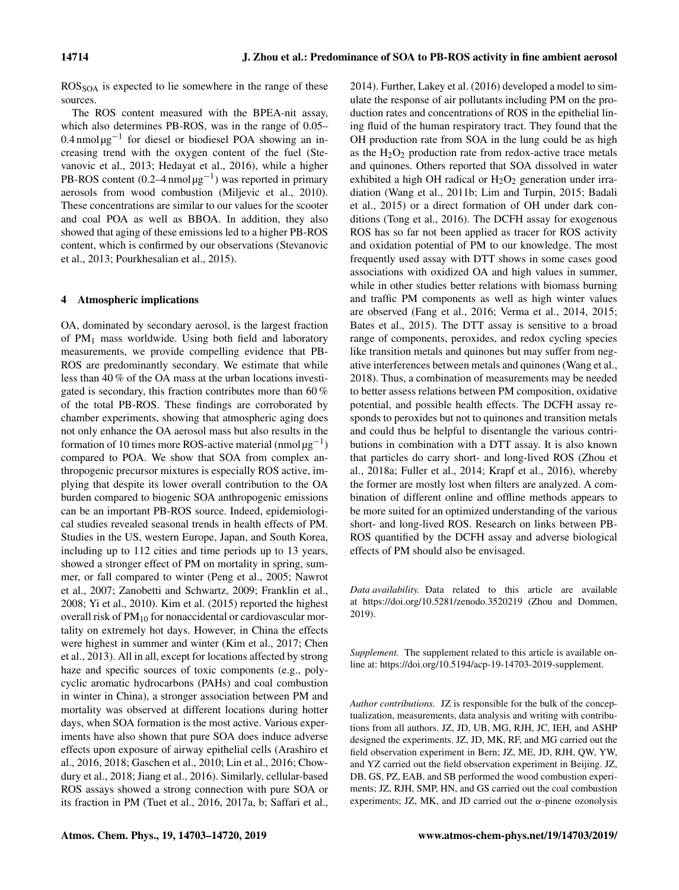$ROS_{SOA}$ is expected to lie somewhere in the range of these sources.

The ROS content measured with the BPEA-nit assay, which also determines PB-ROS, was in the range of 0.05–0.4 $nmol\,\mu g^{-1}$ for diesel or biodiesel POA showing an increasing trend with the oxygen content of the fuel (Stevanovic et al., 2013; Hedayat et al., 2016), while a higher PB-ROS content (0.2–4 $nmol\,\mu g^{-1}$) was reported in primary aerosols from wood combustion (Miljevic et al., 2010). These concentrations are similar to our values for the scooter and coal POA as well as BBOA. In addition, they also showed that aging of these emissions led to a higher PB-ROS content, which is confirmed by our observations (Stevanovic et al., 2013; Pourkhesalian et al., 2015).

## 4 Atmospheric implications

OA, dominated by secondary aerosol, is the largest fraction of $PM_1$ mass worldwide. Using both field and laboratory measurements, we provide compelling evidence that PB-ROS are predominantly secondary. We estimate that while less than 40 % of the OA mass at the urban locations investigated is secondary, this fraction contributes more than 60 % of the total PB-ROS. These findings are corroborated by chamber experiments, showing that atmospheric aging does not only enhance the OA aerosol mass but also results in the formation of 10 times more ROS-active material ($nmol\,\mu g^{-1}$) compared to POA. We show that SOA from complex anthropogenic precursor mixtures is especially ROS active, implying that despite its lower overall contribution to the OA burden compared to biogenic SOA anthropogenic emissions can be an important PB-ROS source. Indeed, epidemiological studies revealed seasonal trends in health effects of PM. Studies in the US, western Europe, Japan, and South Korea, including up to 112 cities and time periods up to 13 years, showed a stronger effect of PM on mortality in spring, summer, or fall compared to winter (Peng et al., 2005; Nawrot et al., 2007; Zanobetti and Schwartz, 2009; Franklin et al., 2008; Yi et al., 2010). Kim et al. (2015) reported the highest overall risk of $PM_{10}$ for nonaccidental or cardiovascular mortality on extremely hot days. However, in China the effects were highest in summer and winter (Kim et al., 2017; Chen et al., 2013). All in all, except for locations affected by strong haze and specific sources of toxic components (e.g., polycyclic aromatic hydrocarbons (PAHs) and coal combustion in winter in China), a stronger association between PM and mortality was observed at different locations during hotter days, when SOA formation is the most active. Various experiments have also shown that pure SOA does induce adverse effects upon exposure of airway epithelial cells (Arashiro et al., 2016, 2018; Gaschen et al., 2010; Lin et al., 2016; Chowdury et al., 2018; Jiang et al., 2016). Similarly, cellular-based ROS assays showed a strong connection with pure SOA or its fraction in PM (Tuet et al., 2016, 2017a, b; Saffari et al., 2014). Further, Lakey et al. (2016) developed a model to simulate the response of air pollutants including PM on the production rates and concentrations of ROS in the epithelial lining fluid of the human respiratory tract. They found that the OH production rate from SOA in the lung could be as high as the $H_2O_2$ production rate from redox-active trace metals and quinones. Others reported that SOA dissolved in water exhibited a high OH radical or $H_2O_2$ generation under irradiation (Wang et al., 2011b; Lim and Turpin, 2015; Badali et al., 2015) or a direct formation of OH under dark conditions (Tong et al., 2016). The DCFH assay for exogenous ROS has so far not been applied as tracer for ROS activity and oxidation potential of PM to our knowledge. The most frequently used assay with DTT shows in some cases good associations with oxidized OA and high values in summer, while in other studies better relations with biomass burning and traffic PM components as well as high winter values are observed (Fang et al., 2016; Verma et al., 2014, 2015; Bates et al., 2015). The DTT assay is sensitive to a broad range of components, peroxides, and redox cycling species like transition metals and quinones but may suffer from negative interferences between metals and quinones (Wang et al., 2018). Thus, a combination of measurements may be needed to better assess relations between PM composition, oxidative potential, and possible health effects. The DCFH assay responds to peroxides but not to quinones and transition metals and could thus be helpful to disentangle the various contributions in combination with a DTT assay. It is also known that particles do carry short- and long-lived ROS (Zhou et al., 2018a; Fuller et al., 2014; Krapf et al., 2016), whereby the former are mostly lost when filters are analyzed. A combination of different online and offline methods appears to be more suited for an optimized understanding of the various short- and long-lived ROS. Research on links between PB-ROS quantified by the DCFH assay and adverse biological effects of PM should also be envisaged.

*Data availability.* Data related to this article are available at https://doi.org/10.5281/zenodo.3520219 (Zhou and Dommen, 2019).

*Supplement.* The supplement related to this article is available online at: https://doi.org/10.5194/acp-19-14703-2019-supplement.

*Author contributions.* JZ is responsible for the bulk of the conceptualization, measurements, data analysis and writing with contributions from all authors. JZ, JD, UB, MG, RJH, JC, IEH, and ASHP designed the experiments. JZ, JD, MK, RF, and MG carried out the field observation experiment in Bern; JZ, ME, JD, RJH, QW, YW, and YZ carried out the field observation experiment in Beijing. JZ, DB, GS, PZ, EAB, and SB performed the wood combustion experiments; JZ, RJH, SMP, HN, and GS carried out the coal combustion experiments; JZ, MK, and JD carried out the $\alpha$-pinene ozonolysis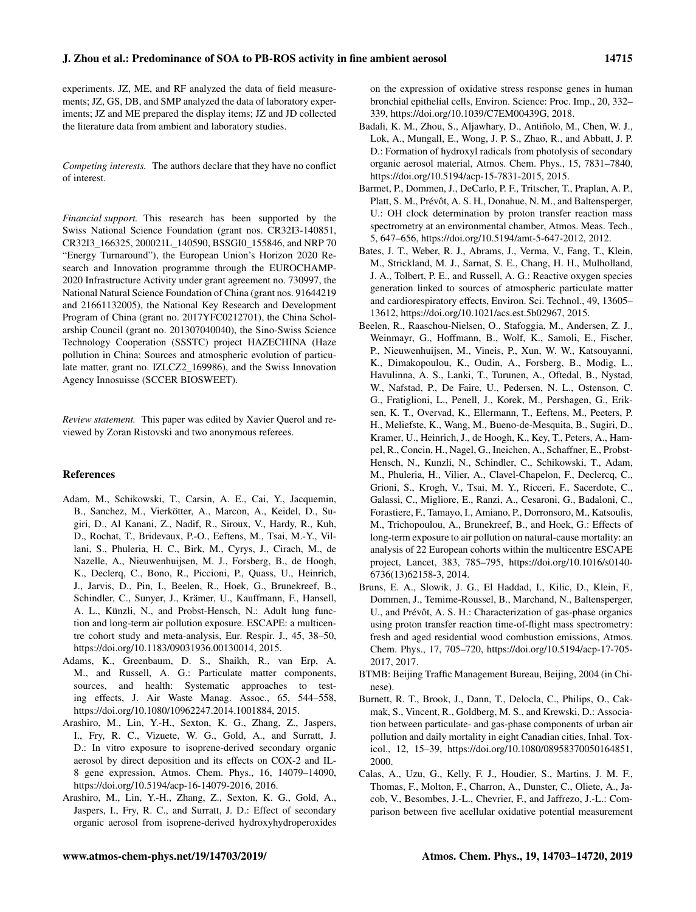experiments. JZ, ME, and RF analyzed the data of field measurements; JZ, GS, DB, and SMP analyzed the data of laboratory experiments; JZ and ME prepared the display items; JZ and JD collected the literature data from ambient and laboratory studies.

*Competing interests.* The authors declare that they have no conflict of interest.

*Financial support.* This research has been supported by the Swiss National Science Foundation (grant nos. CR32I3-140851, CR32I3_166325, 200021L_140590, BSSGI0_155846, and NRP 70 "Energy Turnaround"), the European Union's Horizon 2020 Research and Innovation programme through the EUROCHAMP-2020 Infrastructure Activity under grant agreement no. 730997, the National Natural Science Foundation of China (grant nos. 91644219 and 21661132005), the National Key Research and Development Program of China (grant no. 2017YFC0212701), the China Scholarship Council (grant no. 201307040040), the Sino-Swiss Science Technology Cooperation (SSSTC) project HAZECHINA (Haze pollution in China: Sources and atmospheric evolution of particulate matter, grant no. IZLCZ2_169986), and the Swiss Innovation Agency Innosuisse (SCCER BIOSWEET).

*Review statement.* This paper was edited by Xavier Querol and reviewed by Zoran Ristovski and two anonymous referees.

## References

Adam, M., Schikowski, T., Carsin, A. E., Cai, Y., Jacquemin, B., Sanchez, M., Vierkötter, A., Marcon, A., Keidel, D., Sugiri, D., Al Kanani, Z., Nadif, R., Siroux, V., Hardy, R., Kuh, D., Rochat, T., Bridevaux, P.-O., Eeftens, M., Tsai, M.-Y., Villani, S., Phuleria, H. C., Birk, M., Cyrys, J., Cirach, M., de Nazelle, A., Nieuwenhuijsen, M. J., Forsberg, B., de Hoogh, K., Declerq, C., Bono, R., Piccioni, P., Quass, U., Heinrich, J., Jarvis, D., Pin, I., Beelen, R., Hoek, G., Brunekreef, B., Schindler, C., Sunyer, J., Krämer, U., Kauffmann, F., Hansell, A. L., Künzli, N., and Probst-Hensch, N.: Adult lung function and long-term air pollution exposure. ESCAPE: a multicentre cohort study and meta-analysis, Eur. Respir. J., 45, 38–50, https://doi.org/10.1183/09031936.00130014, 2015.

Adams, K., Greenbaum, D. S., Shaikh, R., van Erp, A. M., and Russell, A. G.: Particulate matter components, sources, and health: Systematic approaches to testing effects, J. Air Waste Manag. Assoc., 65, 544–558, https://doi.org/10.1080/10962247.2014.1001884, 2015.

Arashiro, M., Lin, Y.-H., Sexton, K. G., Zhang, Z., Jaspers, I., Fry, R. C., Vizuete, W. G., Gold, A., and Surratt, J. D.: In vitro exposure to isoprene-derived secondary organic aerosol by direct deposition and its effects on COX-2 and IL-8 gene expression, Atmos. Chem. Phys., 16, 14079–14090, https://doi.org/10.5194/acp-16-14079-2016, 2016.

Arashiro, M., Lin, Y.-H., Zhang, Z., Sexton, K. G., Gold, A., Jaspers, I., Fry, R. C., and Surratt, J. D.: Effect of secondary organic aerosol from isoprene-derived hydroxyhydroperoxides on the expression of oxidative stress response genes in human bronchial epithelial cells, Environ. Science: Proc. Imp., 20, 332–339, https://doi.org/10.1039/C7EM00439G, 2018.

Badali, K. M., Zhou, S., Aljawhary, D., Antiñolo, M., Chen, W. J., Lok, A., Mungall, E., Wong, J. P. S., Zhao, R., and Abbatt, J. P. D.: Formation of hydroxyl radicals from photolysis of secondary organic aerosol material, Atmos. Chem. Phys., 15, 7831–7840, https://doi.org/10.5194/acp-15-7831-2015, 2015.

Barmet, P., Dommen, J., DeCarlo, P. F., Tritscher, T., Praplan, A. P., Platt, S. M., Prévôt, A. S. H., Donahue, N. M., and Baltensperger, U.: OH clock determination by proton transfer reaction mass spectrometry at an environmental chamber, Atmos. Meas. Tech., 5, 647–656, https://doi.org/10.5194/amt-5-647-2012, 2012.

Bates, J. T., Weber, R. J., Abrams, J., Verma, V., Fang, T., Klein, M., Strickland, M. J., Sarnat, S. E., Chang, H. H., Mulholland, J. A., Tolbert, P. E., and Russell, A. G.: Reactive oxygen species generation linked to sources of atmospheric particulate matter and cardiorespiratory effects, Environ. Sci. Technol., 49, 13605–13612, https://doi.org/10.1021/acs.est.5b02967, 2015.

Beelen, R., Raaschou-Nielsen, O., Stafoggia, M., Andersen, Z. J., Weinmayr, G., Hoffmann, B., Wolf, K., Samoli, E., Fischer, P., Nieuwenhuijsen, M., Vineis, P., Xun, W. W., Katsouyanni, K., Dimakopoulou, K., Oudin, A., Forsberg, B., Modig, L., Havulinna, A. S., Lanki, T., Turunen, A., Oftedal, B., Nystad, W., Nafstad, P., De Faire, U., Pedersen, N. L., Ostenson, C. G., Fratiglioni, L., Penell, J., Korek, M., Pershagen, G., Eriksen, K. T., Overvad, K., Ellermann, T., Eeftens, M., Peeters, P. H., Meliefste, K., Wang, M., Bueno-de-Mesquita, B., Sugiri, D., Kramer, U., Heinrich, J., de Hoogh, K., Key, T., Peters, A., Hampel, R., Concin, H., Nagel, G., Ineichen, A., Schaffner, E., Probst-Hensch, N., Kunzli, N., Schindler, C., Schikowski, T., Adam, M., Phuleria, H., Vilier, A., Clavel-Chapelon, F., Declercq, C., Grioni, S., Krogh, V., Tsai, M. Y., Ricceri, F., Sacerdote, C., Galassi, C., Migliore, E., Ranzi, A., Cesaroni, G., Badaloni, C., Forastiere, F., Tamayo, I., Amiano, P., Dorronsoro, M., Katsoulis, M., Trichopoulou, A., Brunekreef, B., and Hoek, G.: Effects of long-term exposure to air pollution on natural-cause mortality: an analysis of 22 European cohorts within the multicentre ESCAPE project, Lancet, 383, 785–795, https://doi.org/10.1016/s0140-6736(13)62158-3, 2014.

Bruns, E. A., Slowik, J. G., El Haddad, I., Kilic, D., Klein, F., Dommen, J., Temime-Roussel, B., Marchand, N., Baltensperger, U., and Prévôt, A. S. H.: Characterization of gas-phase organics using proton transfer reaction time-of-flight mass spectrometry: fresh and aged residential wood combustion emissions, Atmos. Chem. Phys., 17, 705–720, https://doi.org/10.5194/acp-17-705-2017, 2017.

BTMB: Beijing Traffic Management Bureau, Beijing, 2004 (in Chinese).

Burnett, R. T., Brook, J., Dann, T., Delocla, C., Philips, O., Cakmak, S., Vincent, R., Goldberg, M. S., and Krewski, D.: Association between particulate- and gas-phase components of urban air pollution and daily mortality in eight Canadian cities, Inhal. Toxicol., 12, 15–39, https://doi.org/10.1080/08958370050164851, 2000.

Calas, A., Uzu, G., Kelly, F. J., Houdier, S., Martins, J. M. F., Thomas, F., Molton, F., Charron, A., Dunster, C., Oliete, A., Jacob, V., Besombes, J.-L., Chevrier, F., and Jaffrezo, J.-L.: Comparison between five acellular oxidative potential measurement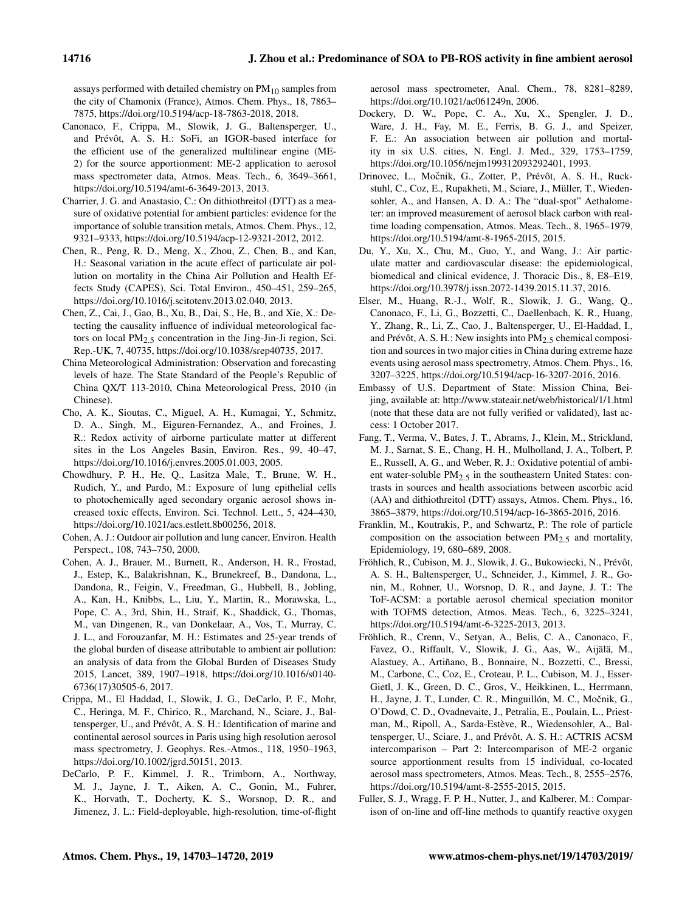assays performed with detailed chemistry on $PM_{10}$ samples from the city of Chamonix (France), Atmos. Chem. Phys., 18, 7863–7875, https://doi.org/10.5194/acp-18-7863-2018, 2018.

Canonaco, F., Crippa, M., Slowik, J. G., Baltensperger, U., and Prévôt, A. S. H.: SoFi, an IGOR-based interface for the efficient use of the generalized multilinear engine (ME-2) for the source apportionment: ME-2 application to aerosol mass spectrometer data, Atmos. Meas. Tech., 6, 3649–3661, https://doi.org/10.5194/amt-6-3649-2013, 2013.

Charrier, J. G. and Anastasio, C.: On dithiothreitol (DTT) as a measure of oxidative potential for ambient particles: evidence for the importance of soluble transition metals, Atmos. Chem. Phys., 12, 9321–9333, https://doi.org/10.5194/acp-12-9321-2012, 2012.

Chen, R., Peng, R. D., Meng, X., Zhou, Z., Chen, B., and Kan, H.: Seasonal variation in the acute effect of particulate air pollution on mortality in the China Air Pollution and Health Effects Study (CAPES), Sci. Total Environ., 450–451, 259–265, https://doi.org/10.1016/j.scitotenv.2013.02.040, 2013.

Chen, Z., Cai, J., Gao, B., Xu, B., Dai, S., He, B., and Xie, X.: Detecting the causality influence of individual meteorological factors on local $PM_{2.5}$ concentration in the Jing-Jin-Ji region, Sci. Rep.-UK, 7, 40735, https://doi.org/10.1038/srep40735, 2017.

China Meteorological Administration: Observation and forecasting levels of haze. The State Standard of the People's Republic of China QX/T 113-2010, China Meteorological Press, 2010 (in Chinese).

Cho, A. K., Sioutas, C., Miguel, A. H., Kumagai, Y., Schmitz, D. A., Singh, M., Eiguren-Fernandez, A., and Froines, J. R.: Redox activity of airborne particulate matter at different sites in the Los Angeles Basin, Environ. Res., 99, 40–47, https://doi.org/10.1016/j.envres.2005.01.003, 2005.

Chowdhury, P. H., He, Q., Lasitza Male, T., Brune, W. H., Rudich, Y., and Pardo, M.: Exposure of lung epithelial cells to photochemically aged secondary organic aerosol shows increased toxic effects, Environ. Sci. Technol. Lett., 5, 424–430, https://doi.org/10.1021/acs.estlett.8b00256, 2018.

Cohen, A. J.: Outdoor air pollution and lung cancer, Environ. Health Perspect., 108, 743–750, 2000.

Cohen, A. J., Brauer, M., Burnett, R., Anderson, H. R., Frostad, J., Estep, K., Balakrishnan, K., Brunekreef, B., Dandona, L., Dandona, R., Feigin, V., Freedman, G., Hubbell, B., Jobling, A., Kan, H., Knibbs, L., Liu, Y., Martin, R., Morawska, L., Pope, C. A., 3rd, Shin, H., Straif, K., Shaddick, G., Thomas, M., van Dingenen, R., van Donkelaar, A., Vos, T., Murray, C. J. L., and Forouzanfar, M. H.: Estimates and 25-year trends of the global burden of disease attributable to ambient air pollution: an analysis of data from the Global Burden of Diseases Study 2015, Lancet, 389, 1907–1918, https://doi.org/10.1016/s0140-6736(17)30505-6, 2017.

Crippa, M., El Haddad, I., Slowik, J. G., DeCarlo, P. F., Mohr, C., Heringa, M. F., Chirico, R., Marchand, N., Sciare, J., Baltensperger, U., and Prévôt, A. S. H.: Identification of marine and continental aerosol sources in Paris using high resolution aerosol mass spectrometry, J. Geophys. Res.-Atmos., 118, 1950–1963, https://doi.org/10.1002/jgrd.50151, 2013.

DeCarlo, P. F., Kimmel, J. R., Trimborn, A., Northway, M. J., Jayne, J. T., Aiken, A. C., Gonin, M., Fuhrer, K., Horvath, T., Docherty, K. S., Worsnop, D. R., and Jimenez, J. L.: Field-deployable, high-resolution, time-of-flight aerosol mass spectrometer, Anal. Chem., 78, 8281–8289, https://doi.org/10.1021/ac061249n, 2006.

Dockery, D. W., Pope, C. A., Xu, X., Spengler, J. D., Ware, J. H., Fay, M. E., Ferris, B. G. J., and Speizer, F. E.: An association between air pollution and mortality in six U.S. cities, N. Engl. J. Med., 329, 1753–1759, https://doi.org/10.1056/nejm199312093292401, 1993.

Drinovec, L., Močnik, G., Zotter, P., Prévôt, A. S. H., Ruckstuhl, C., Coz, E., Rupakheti, M., Sciare, J., Müller, T., Wiedensohler, A., and Hansen, A. D. A.: The "dual-spot" Aethalometer: an improved measurement of aerosol black carbon with real-time loading compensation, Atmos. Meas. Tech., 8, 1965–1979, https://doi.org/10.5194/amt-8-1965-2015, 2015.

Du, Y., Xu, X., Chu, M., Guo, Y., and Wang, J.: Air particulate matter and cardiovascular disease: the epidemiological, biomedical and clinical evidence, J. Thoracic Dis., 8, E8–E19, https://doi.org/10.3978/j.issn.2072-1439.2015.11.37, 2016.

Elser, M., Huang, R.-J., Wolf, R., Slowik, J. G., Wang, Q., Canonaco, F., Li, G., Bozzetti, C., Daellenbach, K. R., Huang, Y., Zhang, R., Li, Z., Cao, J., Baltensperger, U., El-Haddad, I., and Prévôt, A. S. H.: New insights into $PM_{2.5}$ chemical composition and sources in two major cities in China during extreme haze events using aerosol mass spectrometry, Atmos. Chem. Phys., 16, 3207–3225, https://doi.org/10.5194/acp-16-3207-2016, 2016.

Embassy of U.S. Department of State: Mission China, Beijing, available at: http://www.stateair.net/web/historical/1/1.html (note that these data are not fully verified or validated), last access: 1 October 2017.

Fang, T., Verma, V., Bates, J. T., Abrams, J., Klein, M., Strickland, M. J., Sarnat, S. E., Chang, H. H., Mulholland, J. A., Tolbert, P. E., Russell, A. G., and Weber, R. J.: Oxidative potential of ambient water-soluble $PM_{2.5}$ in the southeastern United States: contrasts in sources and health associations between ascorbic acid (AA) and dithiothreitol (DTT) assays, Atmos. Chem. Phys., 16, 3865–3879, https://doi.org/10.5194/acp-16-3865-2016, 2016.

Franklin, M., Koutrakis, P., and Schwartz, P.: The role of particle composition on the association between $PM_{2.5}$ and mortality, Epidemiology, 19, 680–689, 2008.

Fröhlich, R., Cubison, M. J., Slowik, J. G., Bukowiecki, N., Prévôt, A. S. H., Baltensperger, U., Schneider, J., Kimmel, J. R., Gonin, M., Rohner, U., Worsnop, D. R., and Jayne, J. T.: The ToF-ACSM: a portable aerosol chemical speciation monitor with TOFMS detection, Atmos. Meas. Tech., 6, 3225–3241, https://doi.org/10.5194/amt-6-3225-2013, 2013.

Fröhlich, R., Crenn, V., Setyan, A., Belis, C. A., Canonaco, F., Favez, O., Riffault, V., Slowik, J. G., Aas, W., Aijälä, M., Alastuey, A., Artiñano, B., Bonnaire, N., Bozzetti, C., Bressi, M., Carbone, C., Coz, E., Croteau, P. L., Cubison, M. J., Esser-Gietl, J. K., Green, D. C., Gros, V., Heikkinen, L., Herrmann, H., Jayne, J. T., Lunder, C. R., Minguillón, M. C., Močnik, G., O'Dowd, C. D., Ovadnevaite, J., Petralia, E., Poulain, L., Priestman, M., Ripoll, A., Sarda-Estève, R., Wiedensohler, A., Baltensperger, U., Sciare, J., and Prévôt, A. S. H.: ACTRIS ACSM intercomparison – Part 2: Intercomparison of ME-2 organic source apportionment results from 15 individual, co-located aerosol mass spectrometers, Atmos. Meas. Tech., 8, 2555–2576, https://doi.org/10.5194/amt-8-2555-2015, 2015.

Fuller, S. J., Wragg, F. P. H., Nutter, J., and Kalberer, M.: Comparison of on-line and off-line methods to quantify reactive oxygen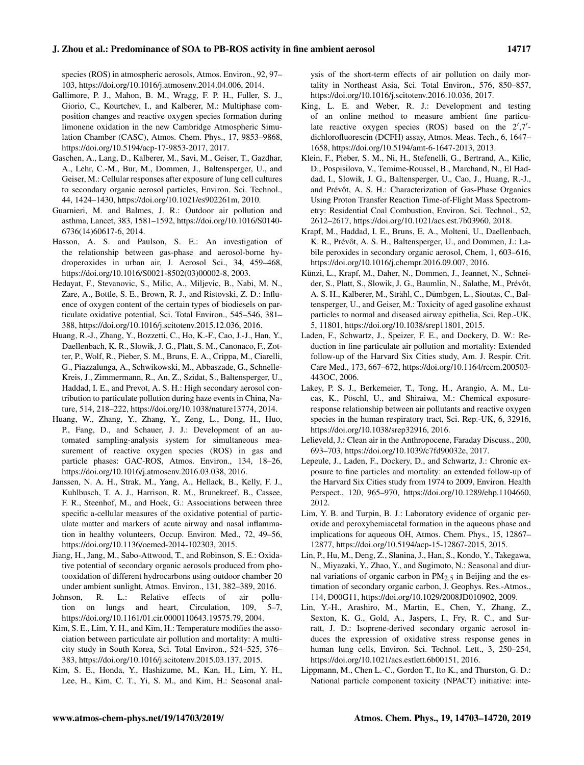species (ROS) in atmospheric aerosols, Atmos. Environ., 92, 97–103, https://doi.org/10.1016/j.atmosenv.2014.04.006, 2014.

Gallimore, P. J., Mahon, B. M., Wragg, F. P. H., Fuller, S. J., Giorio, C., Kourtchev, I., and Kalberer, M.: Multiphase composition changes and reactive oxygen species formation during limonene oxidation in the new Cambridge Atmospheric Simulation Chamber (CASC), Atmos. Chem. Phys., 17, 9853–9868, https://doi.org/10.5194/acp-17-9853-2017, 2017.

Gaschen, A., Lang, D., Kalberer, M., Savi, M., Geiser, T., Gazdhar, A., Lehr, C.-M., Bur, M., Dommen, J., Baltensperger, U., and Geiser, M.: Cellular responses after exposure of lung cell cultures to secondary organic aerosol particles, Environ. Sci. Technol., 44, 1424–1430, https://doi.org/10.1021/es902261m, 2010.

Guarnieri, M. and Balmes, J. R.: Outdoor air pollution and asthma, Lancet, 383, 1581–1592, https://doi.org/10.1016/S0140-6736(14)60617-6, 2014.

Hasson, A. S. and Paulson, S. E.: An investigation of the relationship between gas-phase and aerosol-borne hydroperoxides in urban air, J. Aerosol Sci., 34, 459–468, https://doi.org/10.1016/S0021-8502(03)00002-8, 2003.

Hedayat, F., Stevanovic, S., Milic, A., Miljevic, B., Nabi, M. N., Zare, A., Bottle, S. E., Brown, R. J., and Ristovski, Z. D.: Influence of oxygen content of the certain types of biodiesels on particulate oxidative potential, Sci. Total Environ., 545–546, 381–388, https://doi.org/10.1016/j.scitotenv.2015.12.036, 2016.

Huang, R.-J., Zhang, Y., Bozzetti, C., Ho, K.-F., Cao, J.-J., Han, Y., Daellenbach, K. R., Slowik, J. G., Platt, S. M., Canonaco, F., Zotter, P., Wolf, R., Pieber, S. M., Bruns, E. A., Crippa, M., Ciarelli, G., Piazzalunga, A., Schwikowski, M., Abbaszade, G., Schnelle-Kreis, J., Zimmermann, R., An, Z., Szidat, S., Baltensperger, U., Haddad, I. E., and Prevot, A. S. H.: High secondary aerosol contribution to particulate pollution during haze events in China, Nature, 514, 218–222, https://doi.org/10.1038/nature13774, 2014.

Huang, W., Zhang, Y., Zhang, Y., Zeng, L., Dong, H., Huo, P., Fang, D., and Schauer, J. J.: Development of an automated sampling-analysis system for simultaneous measurement of reactive oxygen species (ROS) in gas and particle phases: GAC-ROS, Atmos. Environ., 134, 18–26, https://doi.org/10.1016/j.atmosenv.2016.03.038, 2016.

Janssen, N. A. H., Strak, M., Yang, A., Hellack, B., Kelly, F. J., Kuhlbusch, T. A. J., Harrison, R. M., Brunekreef, B., Cassee, F. R., Steenhof, M., and Hoek, G.: Associations between three specific a-cellular measures of the oxidative potential of particulate matter and markers of acute airway and nasal inflammation in healthy volunteers, Occup. Environ. Med., 72, 49–56, https://doi.org/10.1136/oemed-2014-102303, 2015.

Jiang, H., Jang, M., Sabo-Attwood, T., and Robinson, S. E.: Oxidative potential of secondary organic aerosols produced from photooxidation of different hydrocarbons using outdoor chamber 20 under ambient sunlight, Atmos. Environ., 131, 382–389, 2016.

Johnson, R. L.: Relative effects of air pollution on lungs and heart, Circulation, 109, 5–7, https://doi.org/10.1161/01.cir.0000110643.19575.79, 2004.

Kim, S. E., Lim, Y. H., and Kim, H.: Temperature modifies the association between particulate air pollution and mortality: A multicity study in South Korea, Sci. Total Environ., 524–525, 376–383, https://doi.org/10.1016/j.scitotenv.2015.03.137, 2015.

Kim, S. E., Honda, Y., Hashizume, M., Kan, H., Lim, Y. H., Lee, H., Kim, C. T., Yi, S. M., and Kim, H.: Seasonal analysis of the short-term effects of air pollution on daily mortality in Northeast Asia, Sci. Total Environ., 576, 850–857, https://doi.org/10.1016/j.scitotenv.2016.10.036, 2017.

King, L. E. and Weber, R. J.: Development and testing of an online method to measure ambient fine particulate reactive oxygen species (ROS) based on the 2′,7′-dichlorofluorescin (DCFH) assay, Atmos. Meas. Tech., 6, 1647–1658, https://doi.org/10.5194/amt-6-1647-2013, 2013.

Klein, F., Pieber, S. M., Ni, H., Stefenelli, G., Bertrand, A., Kilic, D., Pospisilova, V., Temime-Roussel, B., Marchand, N., El Haddad, I., Slowik, J. G., Baltensperger, U., Cao, J., Huang, R.-J., and Prévôt, A. S. H.: Characterization of Gas-Phase Organics Using Proton Transfer Reaction Time-of-Flight Mass Spectrometry: Residential Coal Combustion, Environ. Sci. Technol., 52, 2612–2617, https://doi.org/10.1021/acs.est.7b03960, 2018.

Krapf, M., Haddad, I. E., Bruns, E. A., Molteni, U., Daellenbach, K. R., Prévôt, A. S. H., Baltensperger, U., and Dommen, J.: Labile peroxides in secondary organic aerosol, Chem, 1, 603–616, https://doi.org/10.1016/j.chempr.2016.09.007, 2016.

Künzi, L., Krapf, M., Daher, N., Dommen, J., Jeannet, N., Schneider, S., Platt, S., Slowik, J. G., Baumlin, N., Salathe, M., Prévôt, A. S. H., Kalberer, M., Strähl, C., Dümbgen, L., Sioutas, C., Baltensperger, U., and Geiser, M.: Toxicity of aged gasoline exhaust particles to normal and diseased airway epithelia, Sci. Rep.-UK, 5, 11801, https://doi.org/10.1038/srep11801, 2015.

Laden, F., Schwartz, J., Speizer, F. E., and Dockery, D. W.: Reduction in fine particulate air pollution and mortality: Extended follow-up of the Harvard Six Cities study, Am. J. Respir. Crit. Care Med., 173, 667–672, https://doi.org/10.1164/rccm.200503-443OC, 2006.

Lakey, P. S. J., Berkemeier, T., Tong, H., Arangio, A. M., Lucas, K., Pöschl, U., and Shiraiwa, M.: Chemical exposure-response relationship between air pollutants and reactive oxygen species in the human respiratory tract, Sci. Rep.-UK, 6, 32916, https://doi.org/10.1038/srep32916, 2016.

Lelieveld, J.: Clean air in the Anthropocene, Faraday Discuss., 200, 693–703, https://doi.org/10.1039/c7fd90032e, 2017.

Lepeule, J., Laden, F., Dockery, D., and Schwartz, J.: Chronic exposure to fine particles and mortality: an extended follow-up of the Harvard Six Cities study from 1974 to 2009, Environ. Health Perspect., 120, 965–970, https://doi.org/10.1289/ehp.1104660, 2012.

Lim, Y. B. and Turpin, B. J.: Laboratory evidence of organic peroxide and peroxyhemiacetal formation in the aqueous phase and implications for aqueous OH, Atmos. Chem. Phys., 15, 12867–12877, https://doi.org/10.5194/acp-15-12867-2015, 2015.

Lin, P., Hu, M., Deng, Z., Slanina, J., Han, S., Kondo, Y., Takegawa, N., Miyazaki, Y., Zhao, Y., and Sugimoto, N.: Seasonal and diurnal variations of organic carbon in $PM_{2.5}$ in Beijing and the estimation of secondary organic carbon, J. Geophys. Res.-Atmos., 114, D00G11, https://doi.org/10.1029/2008JD010902, 2009.

Lin, Y.-H., Arashiro, M., Martin, E., Chen, Y., Zhang, Z., Sexton, K. G., Gold, A., Jaspers, I., Fry, R. C., and Surratt, J. D.: Isoprene-derived secondary organic aerosol induces the expression of oxidative stress response genes in human lung cells, Environ. Sci. Technol. Lett., 3, 250–254, https://doi.org/10.1021/acs.estlett.6b00151, 2016.

Lippmann, M., Chen L.-C., Gordon T., Ito K., and Thurston, G. D.: National particle component toxicity (NPACT) initiative: inte-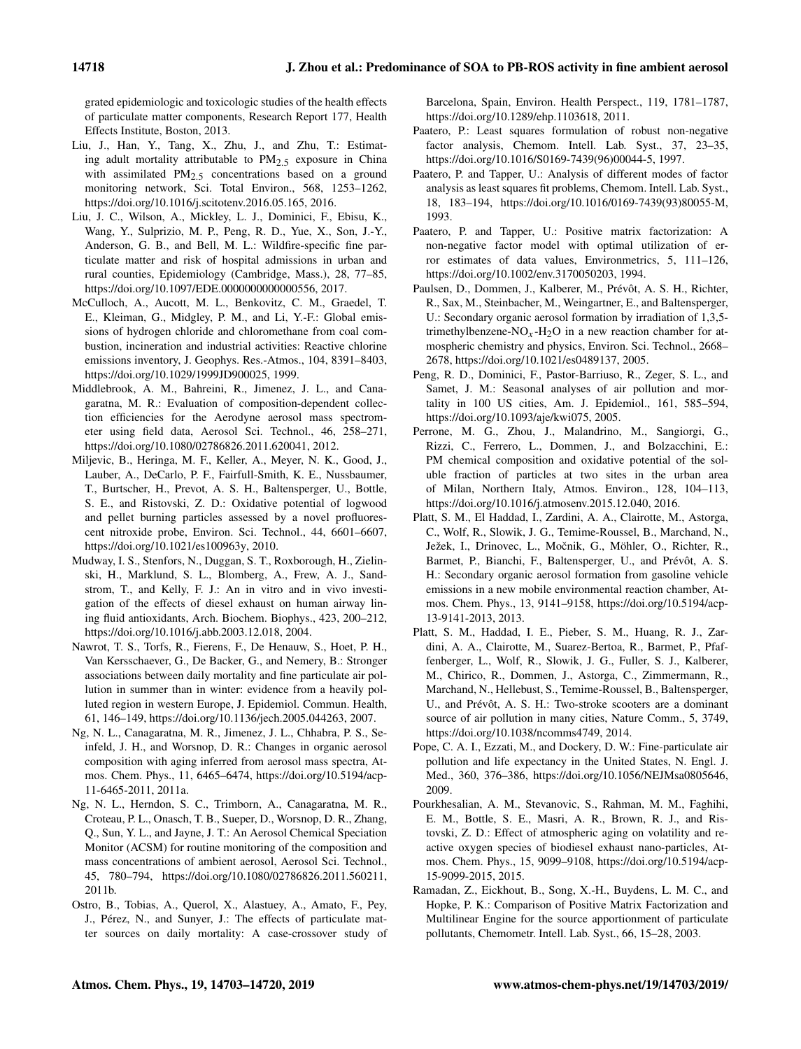grated epidemiologic and toxicologic studies of the health effects of particulate matter components, Research Report 177, Health Effects Institute, Boston, 2013.

Liu, J., Han, Y., Tang, X., Zhu, J., and Zhu, T.: Estimating adult mortality attributable to $PM_{2.5}$ exposure in China with assimilated $PM_{2.5}$ concentrations based on a ground monitoring network, Sci. Total Environ., 568, 1253–1262, https://doi.org/10.1016/j.scitotenv.2016.05.165, 2016.

Liu, J. C., Wilson, A., Mickley, L. J., Dominici, F., Ebisu, K., Wang, Y., Sulprizio, M. P., Peng, R. D., Yue, X., Son, J.-Y., Anderson, G. B., and Bell, M. L.: Wildfire-specific fine particulate matter and risk of hospital admissions in urban and rural counties, Epidemiology (Cambridge, Mass.), 28, 77–85, https://doi.org/10.1097/EDE.0000000000000556, 2017.

McCulloch, A., Aucott, M. L., Benkovitz, C. M., Graedel, T. E., Kleiman, G., Midgley, P. M., and Li, Y.-F.: Global emissions of hydrogen chloride and chloromethane from coal combustion, incineration and industrial activities: Reactive chlorine emissions inventory, J. Geophys. Res.-Atmos., 104, 8391–8403, https://doi.org/10.1029/1999JD900025, 1999.

Middlebrook, A. M., Bahreini, R., Jimenez, J. L., and Canagaratna, M. R.: Evaluation of composition-dependent collection efficiencies for the Aerodyne aerosol mass spectrometer using field data, Aerosol Sci. Technol., 46, 258–271, https://doi.org/10.1080/02786826.2011.620041, 2012.

Miljevic, B., Heringa, M. F., Keller, A., Meyer, N. K., Good, J., Lauber, A., DeCarlo, P. F., Fairfull-Smith, K. E., Nussbaumer, T., Burtscher, H., Prevot, A. S. H., Baltensperger, U., Bottle, S. E., and Ristovski, Z. D.: Oxidative potential of logwood and pellet burning particles assessed by a novel profluorescent nitroxide probe, Environ. Sci. Technol., 44, 6601–6607, https://doi.org/10.1021/es100963y, 2010.

Mudway, I. S., Stenfors, N., Duggan, S. T., Roxborough, H., Zielinski, H., Marklund, S. L., Blomberg, A., Frew, A. J., Sandstrom, T., and Kelly, F. J.: An in vitro and in vivo investigation of the effects of diesel exhaust on human airway lining fluid antioxidants, Arch. Biochem. Biophys., 423, 200–212, https://doi.org/10.1016/j.abb.2003.12.018, 2004.

Nawrot, T. S., Torfs, R., Fierens, F., De Henauw, S., Hoet, P. H., Van Kersschaever, G., De Backer, G., and Nemery, B.: Stronger associations between daily mortality and fine particulate air pollution in summer than in winter: evidence from a heavily polluted region in western Europe, J. Epidemiol. Commun. Health, 61, 146–149, https://doi.org/10.1136/jech.2005.044263, 2007.

Ng, N. L., Canagaratna, M. R., Jimenez, J. L., Chhabra, P. S., Seinfeld, J. H., and Worsnop, D. R.: Changes in organic aerosol composition with aging inferred from aerosol mass spectra, Atmos. Chem. Phys., 11, 6465–6474, https://doi.org/10.5194/acp-11-6465-2011, 2011a.

Ng, N. L., Herndon, S. C., Trimborn, A., Canagaratna, M. R., Croteau, P. L., Onasch, T. B., Sueper, D., Worsnop, D. R., Zhang, Q., Sun, Y. L., and Jayne, J. T.: An Aerosol Chemical Speciation Monitor (ACSM) for routine monitoring of the composition and mass concentrations of ambient aerosol, Aerosol Sci. Technol., 45, 780–794, https://doi.org/10.1080/02786826.2011.560211, 2011b.

Ostro, B., Tobias, A., Querol, X., Alastuey, A., Amato, F., Pey, J., Pérez, N., and Sunyer, J.: The effects of particulate matter sources on daily mortality: A case-crossover study of Barcelona, Spain, Environ. Health Perspect., 119, 1781–1787, https://doi.org/10.1289/ehp.1103618, 2011.

Paatero, P.: Least squares formulation of robust non-negative factor analysis, Chemom. Intell. Lab. Syst., 37, 23–35, https://doi.org/10.1016/S0169-7439(96)00044-5, 1997.

Paatero, P. and Tapper, U.: Analysis of different modes of factor analysis as least squares fit problems, Chemom. Intell. Lab. Syst., 18, 183–194, https://doi.org/10.1016/0169-7439(93)80055-M, 1993.

Paatero, P. and Tapper, U.: Positive matrix factorization: A non-negative factor model with optimal utilization of error estimates of data values, Environmetrics, 5, 111–126, https://doi.org/10.1002/env.3170050203, 1994.

Paulsen, D., Dommen, J., Kalberer, M., Prévôt, A. S. H., Richter, R., Sax, M., Steinbacher, M., Weingartner, E., and Baltensperger, U.: Secondary organic aerosol formation by irradiation of 1,3,5-trimethylbenzene-$NO_x$-$H_2O$ in a new reaction chamber for atmospheric chemistry and physics, Environ. Sci. Technol., 2668–2678, https://doi.org/10.1021/es0489137, 2005.

Peng, R. D., Dominici, F., Pastor-Barriuso, R., Zeger, S. L., and Samet, J. M.: Seasonal analyses of air pollution and mortality in 100 US cities, Am. J. Epidemiol., 161, 585–594, https://doi.org/10.1093/aje/kwi075, 2005.

Perrone, M. G., Zhou, J., Malandrino, M., Sangiorgi, G., Rizzi, C., Ferrero, L., Dommen, J., and Bolzacchini, E.: PM chemical composition and oxidative potential of the soluble fraction of particles at two sites in the urban area of Milan, Northern Italy, Atmos. Environ., 128, 104–113, https://doi.org/10.1016/j.atmosenv.2015.12.040, 2016.

Platt, S. M., El Haddad, I., Zardini, A. A., Clairotte, M., Astorga, C., Wolf, R., Slowik, J. G., Temime-Roussel, B., Marchand, N., Ježek, I., Drinovec, L., Močnik, G., Möhler, O., Richter, R., Barmet, P., Bianchi, F., Baltensperger, U., and Prévôt, A. S. H.: Secondary organic aerosol formation from gasoline vehicle emissions in a new mobile environmental reaction chamber, Atmos. Chem. Phys., 13, 9141–9158, https://doi.org/10.5194/acp-13-9141-2013, 2013.

Platt, S. M., Haddad, I. E., Pieber, S. M., Huang, R. J., Zardini, A. A., Clairotte, M., Suarez-Bertoa, R., Barmet, P., Pfaffenberger, L., Wolf, R., Slowik, J. G., Fuller, S. J., Kalberer, M., Chirico, R., Dommen, J., Astorga, C., Zimmermann, R., Marchand, N., Hellebust, S., Temime-Roussel, B., Baltensperger, U., and Prévôt, A. S. H.: Two-stroke scooters are a dominant source of air pollution in many cities, Nature Comm., 5, 3749, https://doi.org/10.1038/ncomms4749, 2014.

Pope, C. A. I., Ezzati, M., and Dockery, D. W.: Fine-particulate air pollution and life expectancy in the United States, N. Engl. J. Med., 360, 376–386, https://doi.org/10.1056/NEJMsa0805646, 2009.

Pourkhesalian, A. M., Stevanovic, S., Rahman, M. M., Faghihi, E. M., Bottle, S. E., Masri, A. R., Brown, R. J., and Ristovski, Z. D.: Effect of atmospheric aging on volatility and reactive oxygen species of biodiesel exhaust nano-particles, Atmos. Chem. Phys., 15, 9099–9108, https://doi.org/10.5194/acp-15-9099-2015, 2015.

Ramadan, Z., Eickhout, B., Song, X.-H., Buydens, L. M. C., and Hopke, P. K.: Comparison of Positive Matrix Factorization and Multilinear Engine for the source apportionment of particulate pollutants, Chemometr. Intell. Lab. Syst., 66, 15–28, 2003.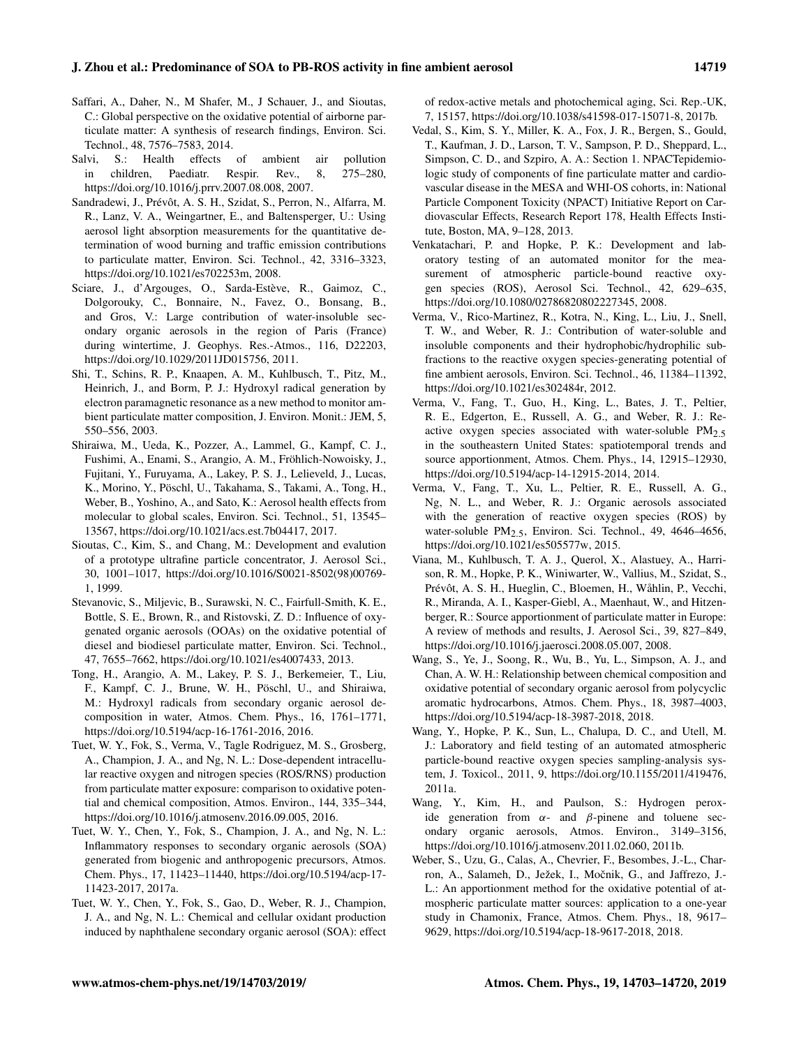Saffari, A., Daher, N., M Shafer, M., J Schauer, J., and Sioutas, C.: Global perspective on the oxidative potential of airborne particulate matter: A synthesis of research findings, Environ. Sci. Technol., 48, 7576–7583, 2014.

Salvi, S.: Health effects of ambient air pollution in children, Paediatr. Respir. Rev., 8, 275–280, https://doi.org/10.1016/j.prrv.2007.08.008, 2007.

Sandradewi, J., Prévôt, A. S. H., Szidat, S., Perron, N., Alfarra, M. R., Lanz, V. A., Weingartner, E., and Baltensperger, U.: Using aerosol light absorption measurements for the quantitative determination of wood burning and traffic emission contributions to particulate matter, Environ. Sci. Technol., 42, 3316–3323, https://doi.org/10.1021/es702253m, 2008.

Sciare, J., d'Argouges, O., Sarda-Estève, R., Gaimoz, C., Dolgorouky, C., Bonnaire, N., Favez, O., Bonsang, B., and Gros, V.: Large contribution of water-insoluble secondary organic aerosols in the region of Paris (France) during wintertime, J. Geophys. Res.-Atmos., 116, D22203, https://doi.org/10.1029/2011JD015756, 2011.

Shi, T., Schins, R. P., Knaapen, A. M., Kuhlbusch, T., Pitz, M., Heinrich, J., and Borm, P. J.: Hydroxyl radical generation by electron paramagnetic resonance as a new method to monitor ambient particulate matter composition, J. Environ. Monit.: JEM, 5, 550–556, 2003.

Shiraiwa, M., Ueda, K., Pozzer, A., Lammel, G., Kampf, C. J., Fushimi, A., Enami, S., Arangio, A. M., Fröhlich-Nowoisky, J., Fujitani, Y., Furuyama, A., Lakey, P. S. J., Lelieveld, J., Lucas, K., Morino, Y., Pöschl, U., Takahama, S., Takami, A., Tong, H., Weber, B., Yoshino, A., and Sato, K.: Aerosol health effects from molecular to global scales, Environ. Sci. Technol., 51, 13545–13567, https://doi.org/10.1021/acs.est.7b04417, 2017.

Sioutas, C., Kim, S., and Chang, M.: Development and evalution of a prototype ultrafine particle concentrator, J. Aerosol Sci., 30, 1001–1017, https://doi.org/10.1016/S0021-8502(98)00769-1, 1999.

Stevanovic, S., Miljevic, B., Surawski, N. C., Fairfull-Smith, K. E., Bottle, S. E., Brown, R., and Ristovski, Z. D.: Influence of oxygenated organic aerosols (OOAs) on the oxidative potential of diesel and biodiesel particulate matter, Environ. Sci. Technol., 47, 7655–7662, https://doi.org/10.1021/es4007433, 2013.

Tong, H., Arangio, A. M., Lakey, P. S. J., Berkemeier, T., Liu, F., Kampf, C. J., Brune, W. H., Pöschl, U., and Shiraiwa, M.: Hydroxyl radicals from secondary organic aerosol decomposition in water, Atmos. Chem. Phys., 16, 1761–1771, https://doi.org/10.5194/acp-16-1761-2016, 2016.

Tuet, W. Y., Fok, S., Verma, V., Tagle Rodriguez, M. S., Grosberg, A., Champion, J. A., and Ng, N. L.: Dose-dependent intracellular reactive oxygen and nitrogen species (ROS/RNS) production from particulate matter exposure: comparison to oxidative potential and chemical composition, Atmos. Environ., 144, 335–344, https://doi.org/10.1016/j.atmosenv.2016.09.005, 2016.

Tuet, W. Y., Chen, Y., Fok, S., Champion, J. A., and Ng, N. L.: Inflammatory responses to secondary organic aerosols (SOA) generated from biogenic and anthropogenic precursors, Atmos. Chem. Phys., 17, 11423–11440, https://doi.org/10.5194/acp-17-11423-2017, 2017a.

Tuet, W. Y., Chen, Y., Fok, S., Gao, D., Weber, R. J., Champion, J. A., and Ng, N. L.: Chemical and cellular oxidant production induced by naphthalene secondary organic aerosol (SOA): effect of redox-active metals and photochemical aging, Sci. Rep.-UK, 7, 15157, https://doi.org/10.1038/s41598-017-15071-8, 2017b.

Vedal, S., Kim, S. Y., Miller, K. A., Fox, J. R., Bergen, S., Gould, T., Kaufman, J. D., Larson, T. V., Sampson, P. D., Sheppard, L., Simpson, C. D., and Szpiro, A. A.: Section 1. NPACTepidemiologic study of components of fine particulate matter and cardiovascular disease in the MESA and WHI-OS cohorts, in: National Particle Component Toxicity (NPACT) Initiative Report on Cardiovascular Effects, Research Report 178, Health Effects Institute, Boston, MA, 9–128, 2013.

Venkatachari, P. and Hopke, P. K.: Development and laboratory testing of an automated monitor for the measurement of atmospheric particle-bound reactive oxygen species (ROS), Aerosol Sci. Technol., 42, 629–635, https://doi.org/10.1080/02786820802227345, 2008.

Verma, V., Rico-Martinez, R., Kotra, N., King, L., Liu, J., Snell, T. W., and Weber, R. J.: Contribution of water-soluble and insoluble components and their hydrophobic/hydrophilic subfractions to the reactive oxygen species-generating potential of fine ambient aerosols, Environ. Sci. Technol., 46, 11384–11392, https://doi.org/10.1021/es302484r, 2012.

Verma, V., Fang, T., Guo, H., King, L., Bates, J. T., Peltier, R. E., Edgerton, E., Russell, A. G., and Weber, R. J.: Reactive oxygen species associated with water-soluble $PM_{2.5}$ in the southeastern United States: spatiotemporal trends and source apportionment, Atmos. Chem. Phys., 14, 12915–12930, https://doi.org/10.5194/acp-14-12915-2014, 2014.

Verma, V., Fang, T., Xu, L., Peltier, R. E., Russell, A. G., Ng, N. L., and Weber, R. J.: Organic aerosols associated with the generation of reactive oxygen species (ROS) by water-soluble $PM_{2.5}$, Environ. Sci. Technol., 49, 4646–4656, https://doi.org/10.1021/es505577w, 2015.

Viana, M., Kuhlbusch, T. A. J., Querol, X., Alastuey, A., Harrison, R. M., Hopke, P. K., Winiwarter, W., Vallius, M., Szidat, S., Prévôt, A. S. H., Hueglin, C., Bloemen, H., Wåhlin, P., Vecchi, R., Miranda, A. I., Kasper-Giebl, A., Maenhaut, W., and Hitzenberger, R.: Source apportionment of particulate matter in Europe: A review of methods and results, J. Aerosol Sci., 39, 827–849, https://doi.org/10.1016/j.jaerosci.2008.05.007, 2008.

Wang, S., Ye, J., Soong, R., Wu, B., Yu, L., Simpson, A. J., and Chan, A. W. H.: Relationship between chemical composition and oxidative potential of secondary organic aerosol from polycyclic aromatic hydrocarbons, Atmos. Chem. Phys., 18, 3987–4003, https://doi.org/10.5194/acp-18-3987-2018, 2018.

Wang, Y., Hopke, P. K., Sun, L., Chalupa, D. C., and Utell, M. J.: Laboratory and field testing of an automated atmospheric particle-bound reactive oxygen species sampling-analysis system, J. Toxicol., 2011, 9, https://doi.org/10.1155/2011/419476, 2011a.

Wang, Y., Kim, H., and Paulson, S.: Hydrogen peroxide generation from $\alpha$- and $\beta$-pinene and toluene secondary organic aerosols, Atmos. Environ., 3149–3156, https://doi.org/10.1016/j.atmosenv.2011.02.060, 2011b.

Weber, S., Uzu, G., Calas, A., Chevrier, F., Besombes, J.-L., Charron, A., Salameh, D., Ježek, I., Močnik, G., and Jaffrezo, J.-L.: An apportionment method for the oxidative potential of atmospheric particulate matter sources: application to a one-year study in Chamonix, France, Atmos. Chem. Phys., 18, 9617–9629, https://doi.org/10.5194/acp-18-9617-2018, 2018.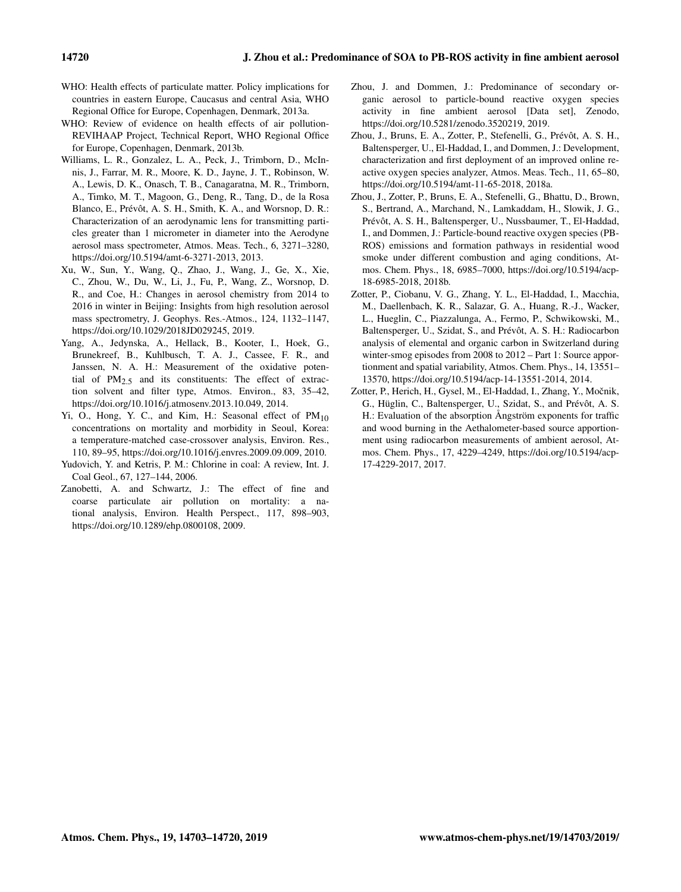WHO: Health effects of particulate matter. Policy implications for countries in eastern Europe, Caucasus and central Asia, WHO Regional Office for Europe, Copenhagen, Denmark, 2013a.

WHO: Review of evidence on health effects of air pollution-REVIHAAP Project, Technical Report, WHO Regional Office for Europe, Copenhagen, Denmark, 2013b.

Williams, L. R., Gonzalez, L. A., Peck, J., Trimborn, D., McInnis, J., Farrar, M. R., Moore, K. D., Jayne, J. T., Robinson, W. A., Lewis, D. K., Onasch, T. B., Canagaratna, M. R., Trimborn, A., Timko, M. T., Magoon, G., Deng, R., Tang, D., de la Rosa Blanco, E., Prévôt, A. S. H., Smith, K. A., and Worsnop, D. R.: Characterization of an aerodynamic lens for transmitting particles greater than 1 micrometer in diameter into the Aerodyne aerosol mass spectrometer, Atmos. Meas. Tech., 6, 3271–3280, https://doi.org/10.5194/amt-6-3271-2013, 2013.

Xu, W., Sun, Y., Wang, Q., Zhao, J., Wang, J., Ge, X., Xie, C., Zhou, W., Du, W., Li, J., Fu, P., Wang, Z., Worsnop, D. R., and Coe, H.: Changes in aerosol chemistry from 2014 to 2016 in winter in Beijing: Insights from high resolution aerosol mass spectrometry, J. Geophys. Res.-Atmos., 124, 1132–1147, https://doi.org/10.1029/2018JD029245, 2019.

Yang, A., Jedynska, A., Hellack, B., Kooter, I., Hoek, G., Brunekreef, B., Kuhlbusch, T. A. J., Cassee, F. R., and Janssen, N. A. H.: Measurement of the oxidative potential of $PM_{2.5}$ and its constituents: The effect of extraction solvent and filter type, Atmos. Environ., 83, 35–42, https://doi.org/10.1016/j.atmosenv.2013.10.049, 2014.

Yi, O., Hong, Y. C., and Kim, H.: Seasonal effect of $PM_{10}$ concentrations on mortality and morbidity in Seoul, Korea: a temperature-matched case-crossover analysis, Environ. Res., 110, 89–95, https://doi.org/10.1016/j.envres.2009.09.009, 2010.

Yudovich, Y. and Ketris, P. M.: Chlorine in coal: A review, Int. J. Coal Geol., 67, 127–144, 2006.

Zanobetti, A. and Schwartz, J.: The effect of fine and coarse particulate air pollution on mortality: a national analysis, Environ. Health Perspect., 117, 898–903, https://doi.org/10.1289/ehp.0800108, 2009.

Zhou, J. and Dommen, J.: Predominance of secondary organic aerosol to particle-bound reactive oxygen species activity in fine ambient aerosol [Data set], Zenodo, https://doi.org/10.5281/zenodo.3520219, 2019.

Zhou, J., Bruns, E. A., Zotter, P., Stefenelli, G., Prévôt, A. S. H., Baltensperger, U., El-Haddad, I., and Dommen, J.: Development, characterization and first deployment of an improved online reactive oxygen species analyzer, Atmos. Meas. Tech., 11, 65–80, https://doi.org/10.5194/amt-11-65-2018, 2018a.

Zhou, J., Zotter, P., Bruns, E. A., Stefenelli, G., Bhattu, D., Brown, S., Bertrand, A., Marchand, N., Lamkaddam, H., Slowik, J. G., Prévôt, A. S. H., Baltensperger, U., Nussbaumer, T., El-Haddad, I., and Dommen, J.: Particle-bound reactive oxygen species (PB-ROS) emissions and formation pathways in residential wood smoke under different combustion and aging conditions, Atmos. Chem. Phys., 18, 6985–7000, https://doi.org/10.5194/acp-18-6985-2018, 2018b.

Zotter, P., Ciobanu, V. G., Zhang, Y. L., El-Haddad, I., Macchia, M., Daellenbach, K. R., Salazar, G. A., Huang, R.-J., Wacker, L., Hueglin, C., Piazzalunga, A., Fermo, P., Schwikowski, M., Baltensperger, U., Szidat, S., and Prévôt, A. S. H.: Radiocarbon analysis of elemental and organic carbon in Switzerland during winter-smog episodes from 2008 to 2012 – Part 1: Source apportionment and spatial variability, Atmos. Chem. Phys., 14, 13551–13570, https://doi.org/10.5194/acp-14-13551-2014, 2014.

Zotter, P., Herich, H., Gysel, M., El-Haddad, I., Zhang, Y., Močnik, G., Hüglin, C., Baltensperger, U., Szidat, S., and Prévôt, A. S. H.: Evaluation of the absorption Ångström exponents for traffic and wood burning in the Aethalometer-based source apportionment using radiocarbon measurements of ambient aerosol, Atmos. Chem. Phys., 17, 4229–4249, https://doi.org/10.5194/acp-17-4229-2017, 2017.